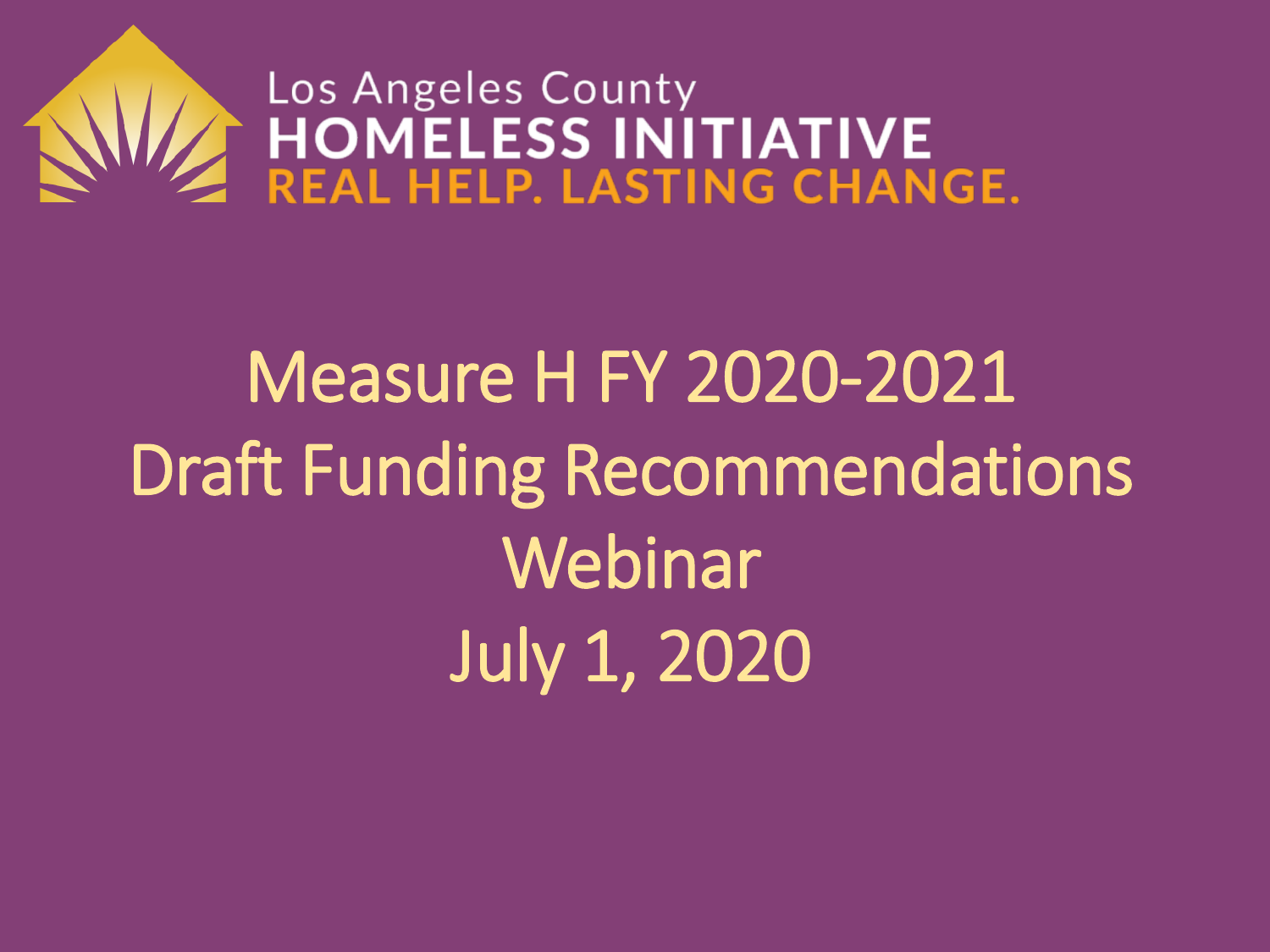Los Angeles County
**HOMELESS INITIATIVE**
**REAL HELP. LASTING CHANGE.**

# Measure H FY 2020-2021 Draft Funding Recommendations Webinar

# July 1, 2020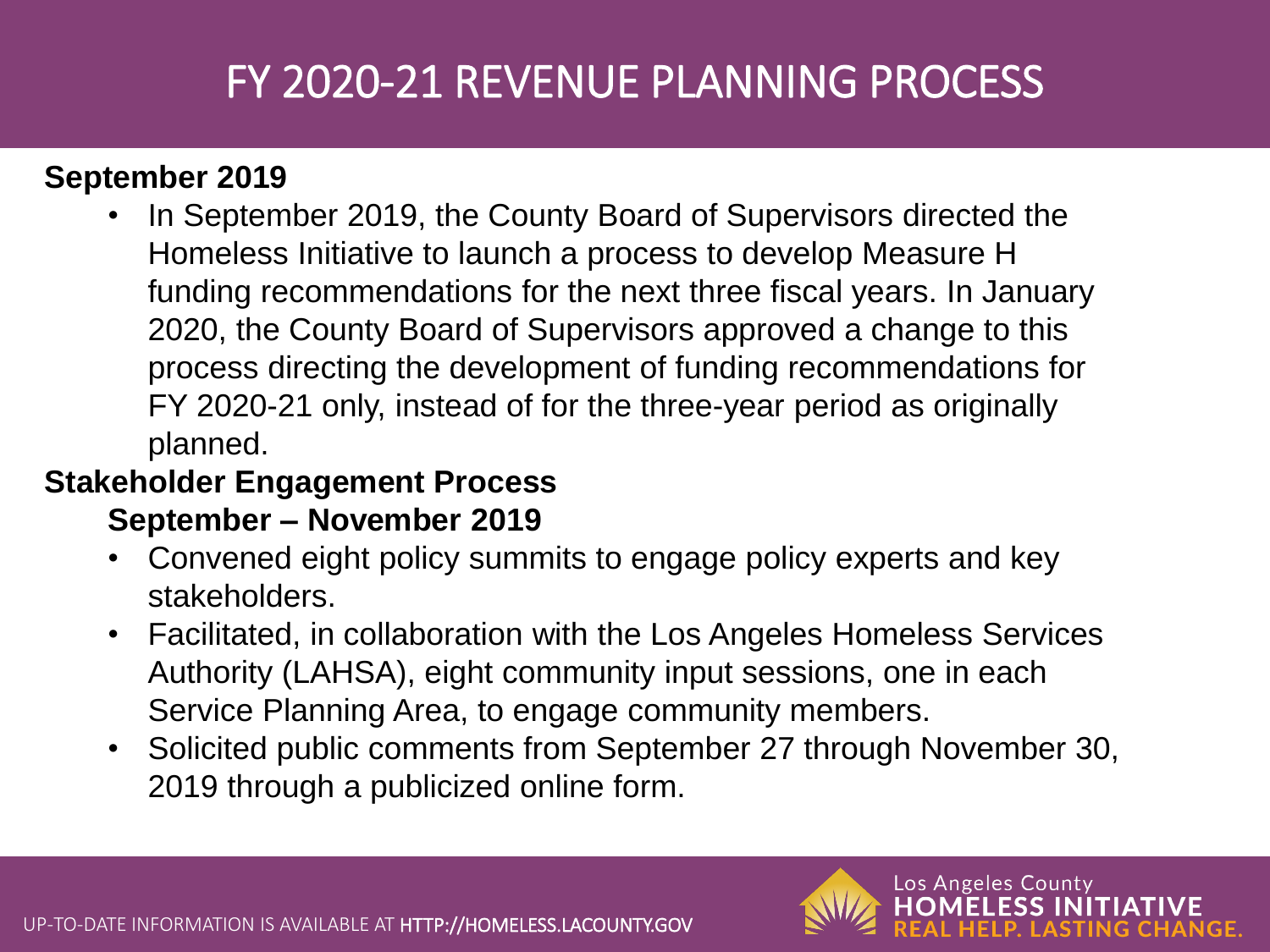# FY 2020-21 REVENUE PLANNING PROCESS

**September 2019**

- In September 2019, the County Board of Supervisors directed the Homeless Initiative to launch a process to develop Measure H funding recommendations for the next three fiscal years. In January 2020, the County Board of Supervisors approved a change to this process directing the development of funding recommendations for FY 2020-21 only, instead of for the three-year period as originally planned.

**Stakeholder Engagement Process**

**September – November 2019**

- Convened eight policy summits to engage policy experts and key stakeholders.
- Facilitated, in collaboration with the Los Angeles Homeless Services Authority (LAHSA), eight community input sessions, one in each Service Planning Area, to engage community members.
- Solicited public comments from September 27 through November 30, 2019 through a publicized online form.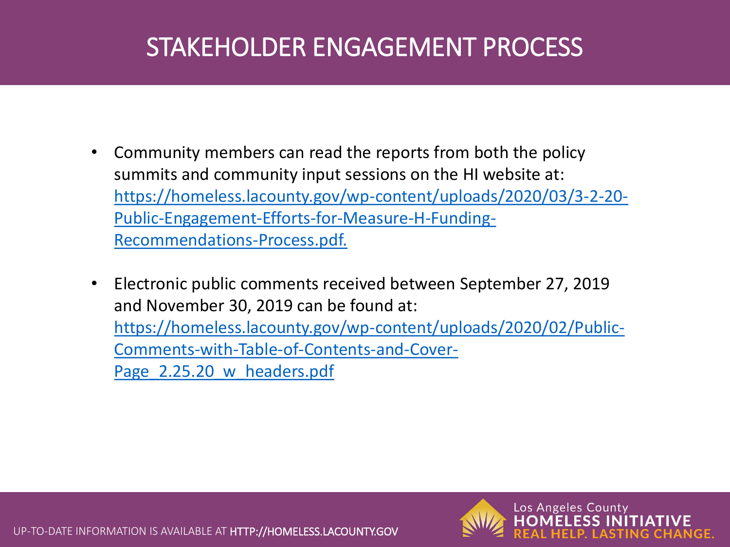# STAKEHOLDER ENGAGEMENT PROCESS

- Community members can read the reports from both the policy summits and community input sessions on the HI website at: https://homeless.lacounty.gov/wp-content/uploads/2020/03/3-2-20-Public-Engagement-Efforts-for-Measure-H-Funding-Recommendations-Process.pdf.
- Electronic public comments received between September 27, 2019 and November 30, 2019 can be found at: https://homeless.lacounty.gov/wp-content/uploads/2020/02/Public-Comments-with-Table-of-Contents-and-Cover-Page_2.25.20_w_headers.pdf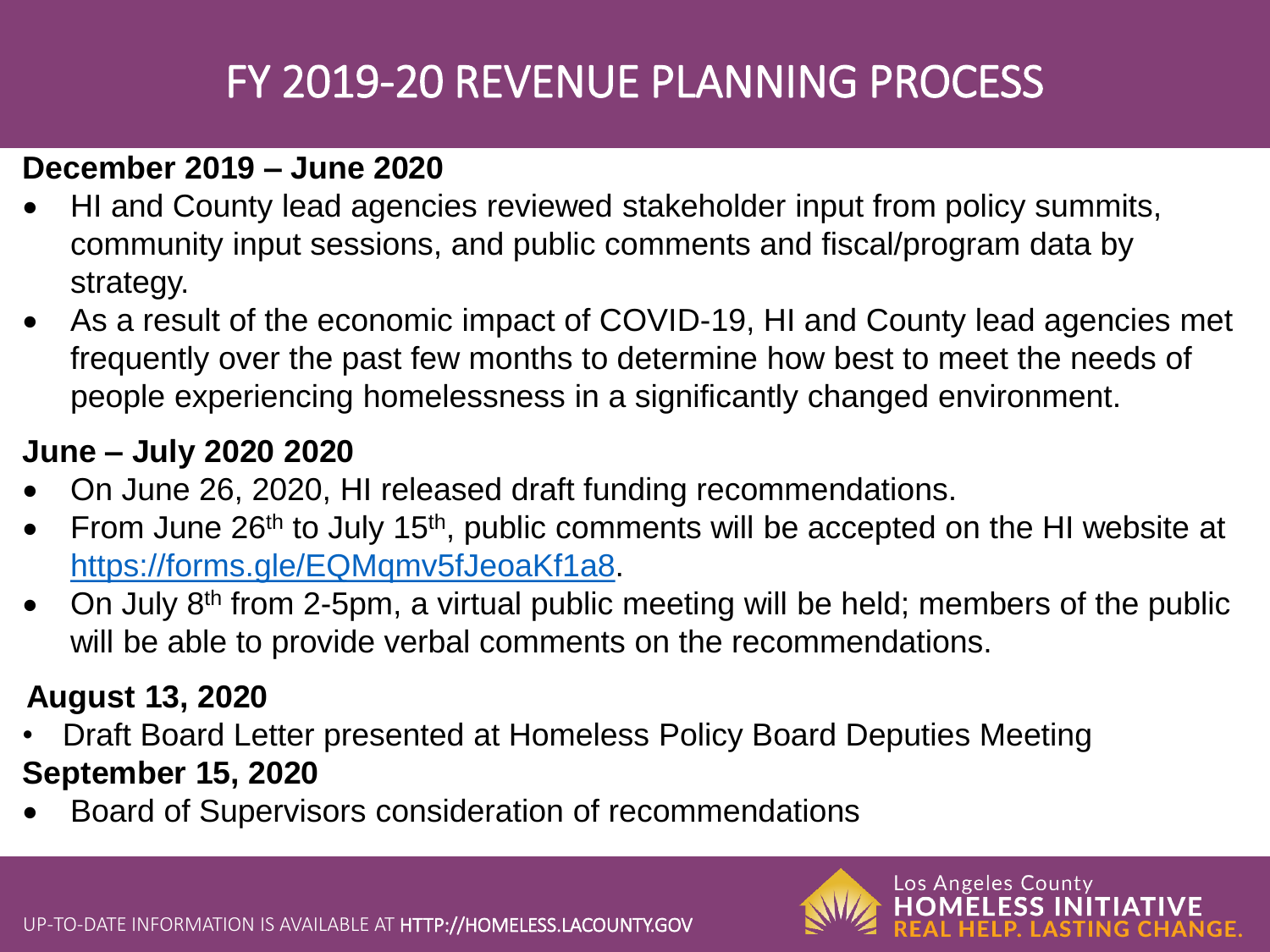# FY 2019-20 REVENUE PLANNING PROCESS

**December 2019 – June 2020**

- HI and County lead agencies reviewed stakeholder input from policy summits, community input sessions, and public comments and fiscal/program data by strategy.
- As a result of the economic impact of COVID-19, HI and County lead agencies met frequently over the past few months to determine how best to meet the needs of people experiencing homelessness in a significantly changed environment.

**June – July 2020 2020**

- On June 26, 2020, HI released draft funding recommendations.
- From June 26th to July 15th, public comments will be accepted on the HI website at https://forms.gle/EQMqmv5fJeoaKf1a8.
- On July 8th from 2-5pm, a virtual public meeting will be held; members of the public will be able to provide verbal comments on the recommendations.

**August 13, 2020**

- Draft Board Letter presented at Homeless Policy Board Deputies Meeting

**September 15, 2020**

- Board of Supervisors consideration of recommendations

UP-TO-DATE INFORMATION IS AVAILABLE AT HTTP://HOMELESS.LACOUNTY.GOV

Los Angeles County HOMELESS INITIATIVE REAL HELP. LASTING CHANGE.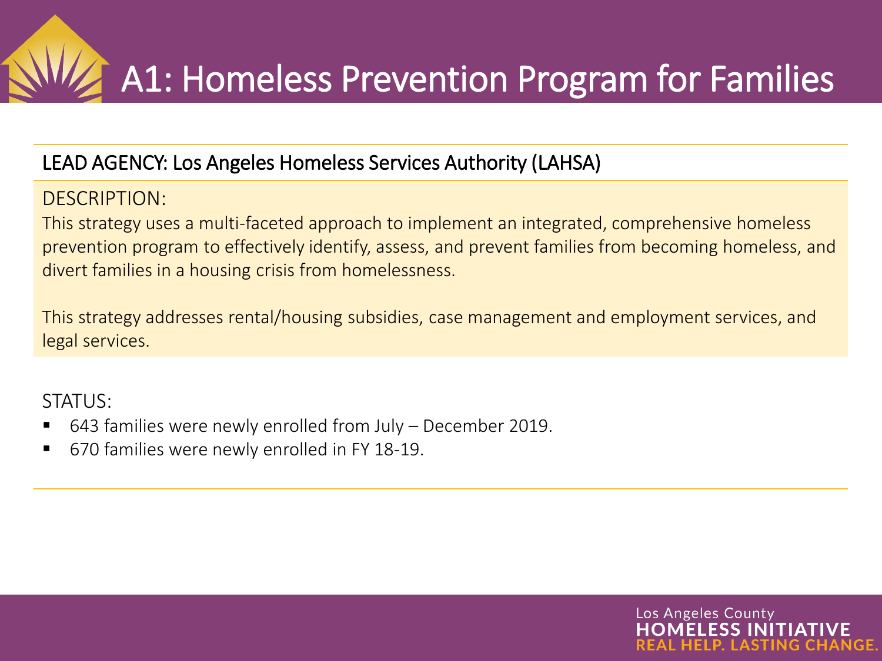# A1: Homeless Prevention Program for Families

LEAD AGENCY: Los Angeles Homeless Services Authority (LAHSA)

DESCRIPTION:

This strategy uses a multi-faceted approach to implement an integrated, comprehensive homeless prevention program to effectively identify, assess, and prevent families from becoming homeless, and divert families in a housing crisis from homelessness.

This strategy addresses rental/housing subsidies, case management and employment services, and legal services.

STATUS:

- 643 families were newly enrolled from July – December 2019.
- 670 families were newly enrolled in FY 18-19.

Los Angeles County
HOMELESS INITIATIVE
REAL HELP. LASTING CHANGE.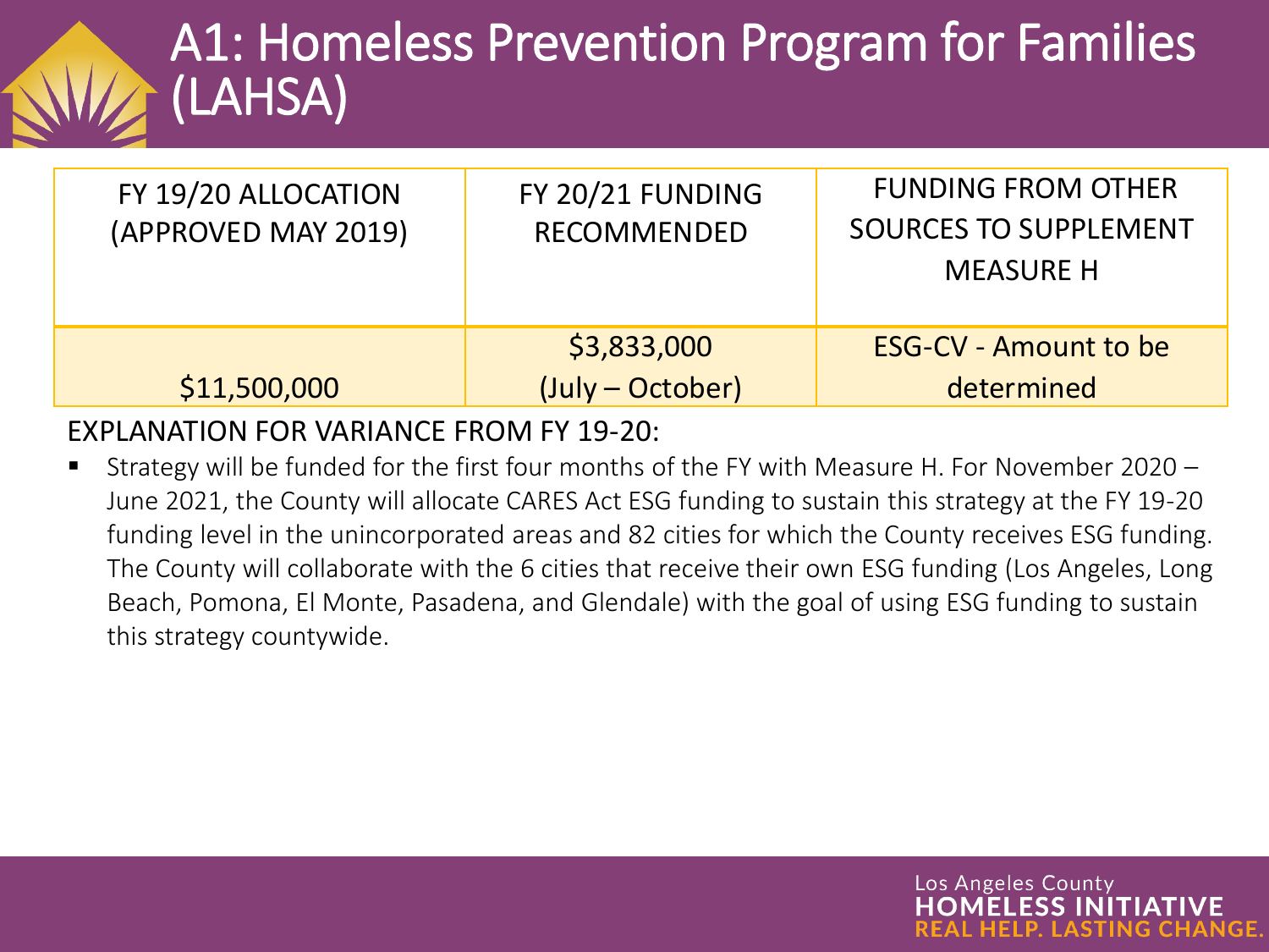# A1: Homeless Prevention Program for Families (LAHSA)

| FY 19/20 ALLOCATION (APPROVED MAY 2019) | FY 20/21 FUNDING RECOMMENDED | FUNDING FROM OTHER SOURCES TO SUPPLEMENT MEASURE H |
|---|---|---|
| $11,500,000 | $3,833,000 (July – October) | ESG-CV - Amount to be determined |

EXPLANATION FOR VARIANCE FROM FY 19-20:

- Strategy will be funded for the first four months of the FY with Measure H. For November 2020 – June 2021, the County will allocate CARES Act ESG funding to sustain this strategy at the FY 19-20 funding level in the unincorporated areas and 82 cities for which the County receives ESG funding. The County will collaborate with the 6 cities that receive their own ESG funding (Los Angeles, Long Beach, Pomona, El Monte, Pasadena, and Glendale) with the goal of using ESG funding to sustain this strategy countywide.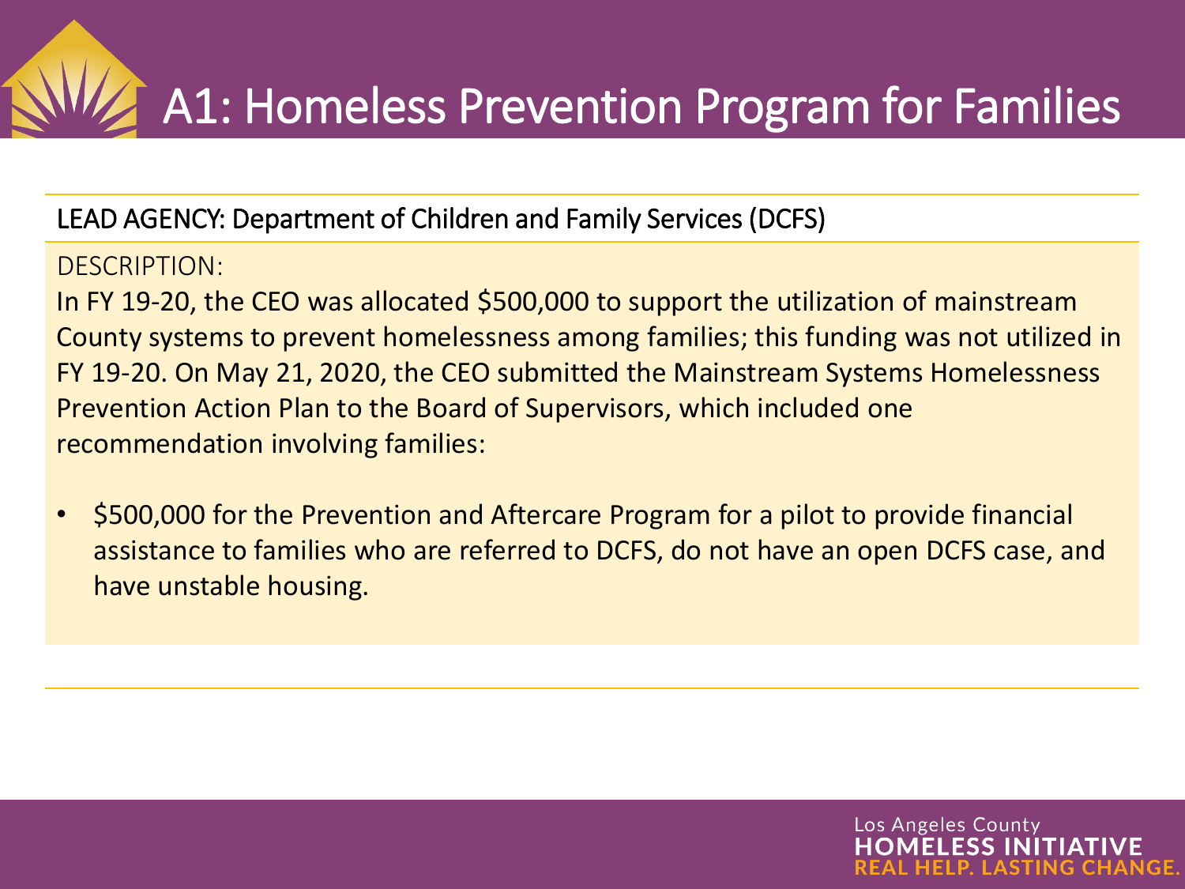# A1: Homeless Prevention Program for Families

LEAD AGENCY: Department of Children and Family Services (DCFS)

DESCRIPTION:

In FY 19-20, the CEO was allocated $500,000 to support the utilization of mainstream County systems to prevent homelessness among families; this funding was not utilized in FY 19-20. On May 21, 2020, the CEO submitted the Mainstream Systems Homelessness Prevention Action Plan to the Board of Supervisors, which included one recommendation involving families:

- $500,000 for the Prevention and Aftercare Program for a pilot to provide financial assistance to families who are referred to DCFS, do not have an open DCFS case, and have unstable housing.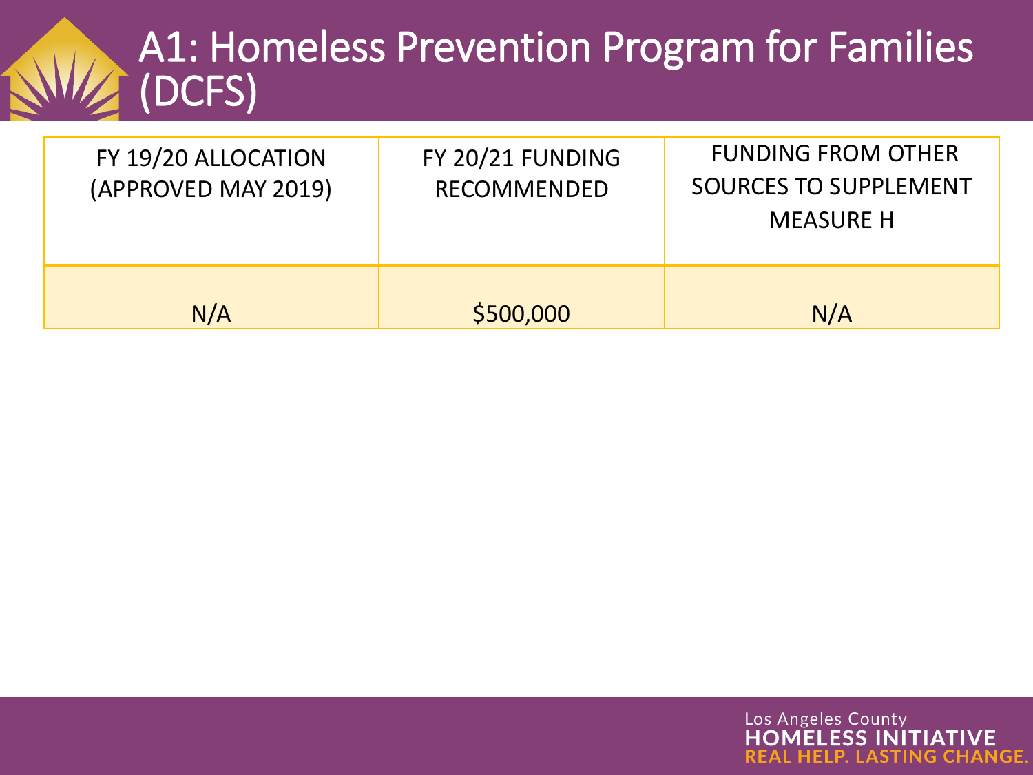# A1: Homeless Prevention Program for Families (DCFS)

| FY 19/20 ALLOCATION (APPROVED MAY 2019) | FY 20/21 FUNDING RECOMMENDED | FUNDING FROM OTHER SOURCES TO SUPPLEMENT MEASURE H |
|---|---|---|
| N/A | $500,000 | N/A |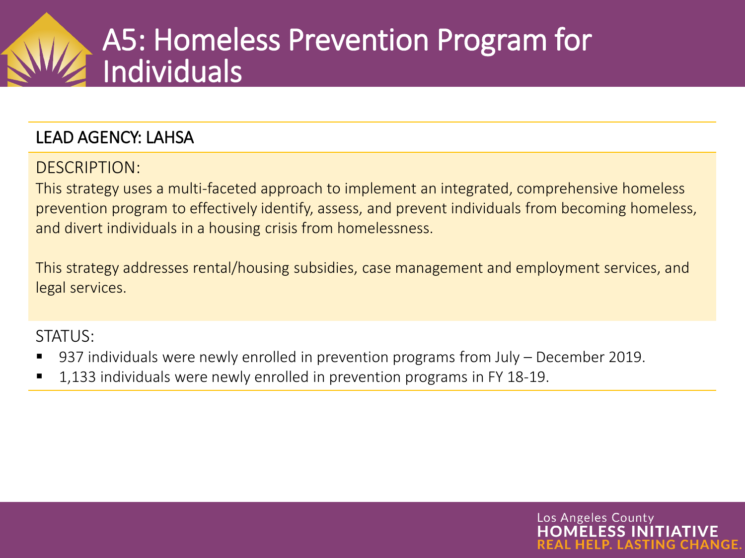# A5: Homeless Prevention Program for Individuals

**LEAD AGENCY: LAHSA**

DESCRIPTION:

This strategy uses a multi-faceted approach to implement an integrated, comprehensive homeless prevention program to effectively identify, assess, and prevent individuals from becoming homeless, and divert individuals in a housing crisis from homelessness.

This strategy addresses rental/housing subsidies, case management and employment services, and legal services.

STATUS:

- 937 individuals were newly enrolled in prevention programs from July – December 2019.
- 1,133 individuals were newly enrolled in prevention programs in FY 18-19.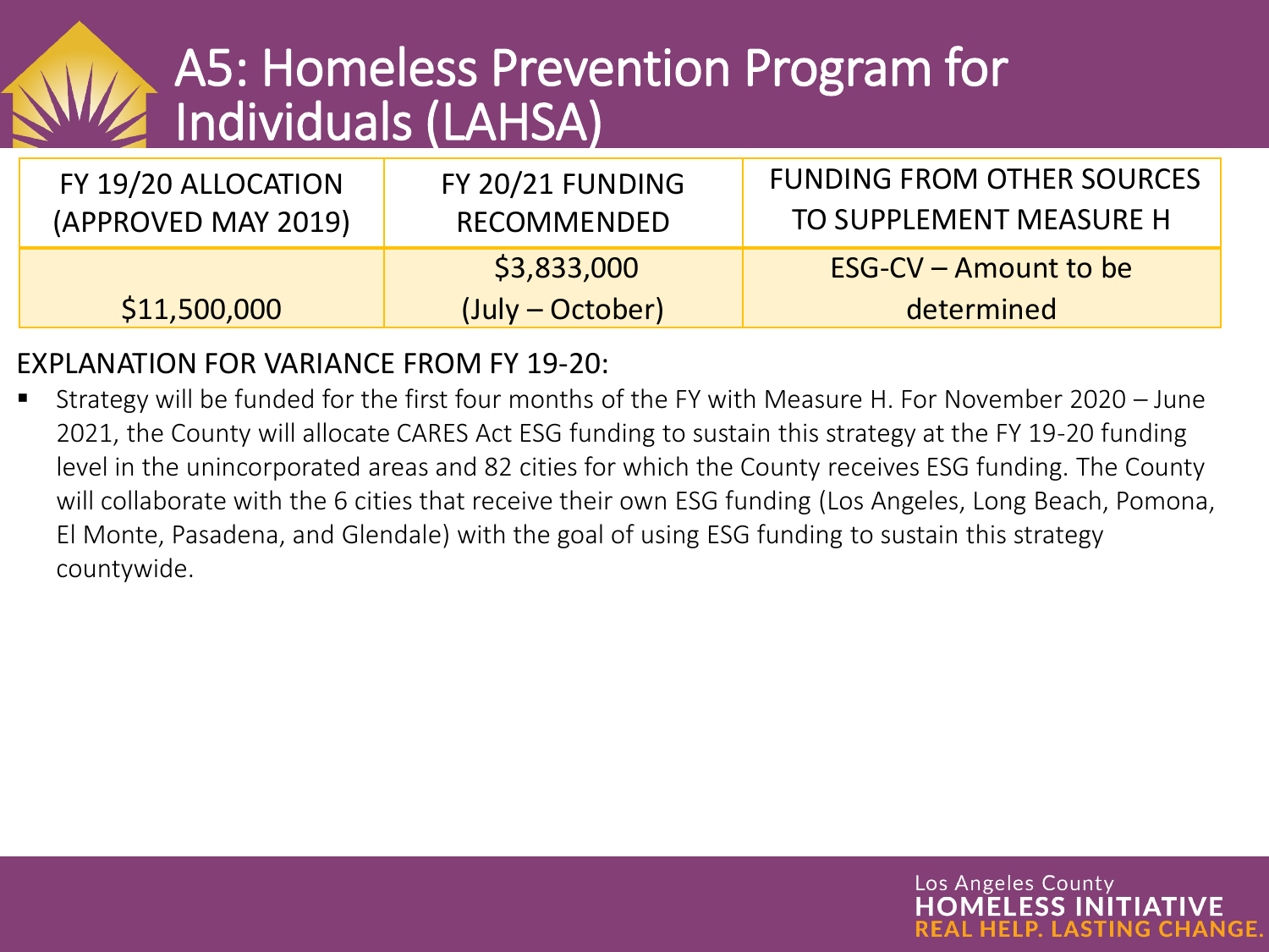# A5: Homeless Prevention Program for Individuals (LAHSA)

| FY 19/20 ALLOCATION (APPROVED MAY 2019) | FY 20/21 FUNDING RECOMMENDED | FUNDING FROM OTHER SOURCES TO SUPPLEMENT MEASURE H |
|---|---|---|
| $11,500,000 | $3,833,000 (July – October) | ESG-CV – Amount to be determined |

EXPLANATION FOR VARIANCE FROM FY 19-20:

- Strategy will be funded for the first four months of the FY with Measure H. For November 2020 – June 2021, the County will allocate CARES Act ESG funding to sustain this strategy at the FY 19-20 funding level in the unincorporated areas and 82 cities for which the County receives ESG funding. The County will collaborate with the 6 cities that receive their own ESG funding (Los Angeles, Long Beach, Pomona, El Monte, Pasadena, and Glendale) with the goal of using ESG funding to sustain this strategy countywide.

Los Angeles County
HOMELESS INITIATIVE
REAL HELP. LASTING CHANGE.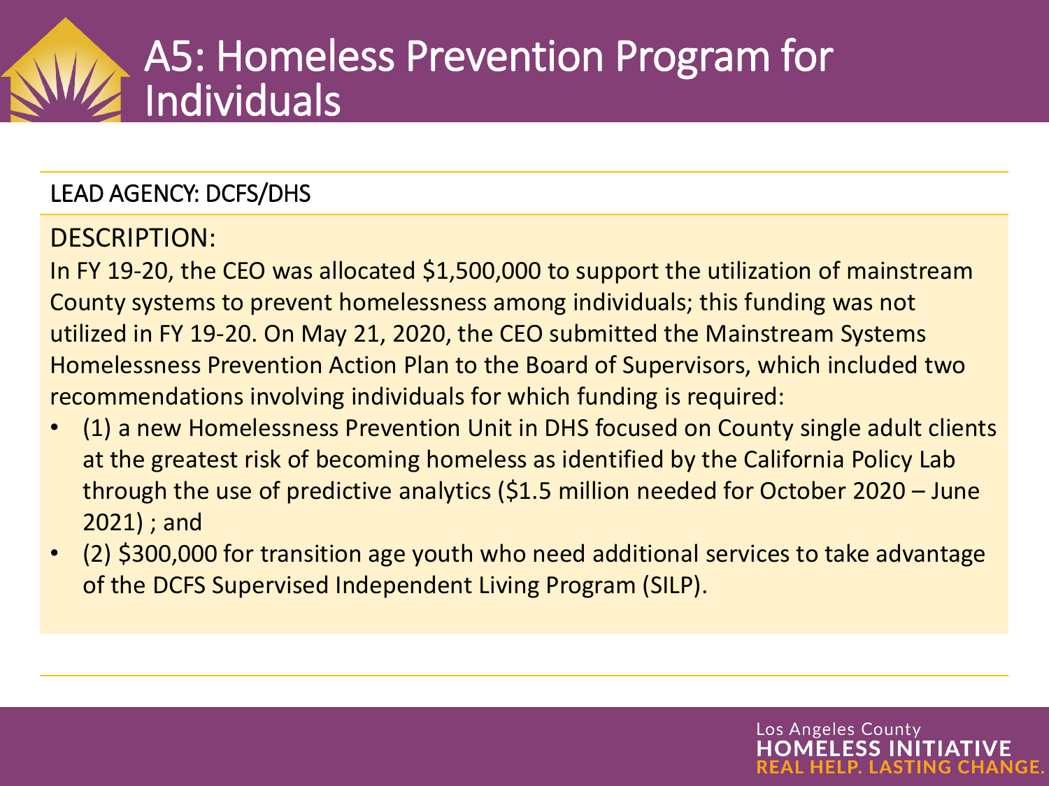# A5: Homeless Prevention Program for Individuals

LEAD AGENCY: DCFS/DHS

DESCRIPTION:

In FY 19-20, the CEO was allocated $1,500,000 to support the utilization of mainstream County systems to prevent homelessness among individuals; this funding was not utilized in FY 19-20. On May 21, 2020, the CEO submitted the Mainstream Systems Homelessness Prevention Action Plan to the Board of Supervisors, which included two recommendations involving individuals for which funding is required:

- (1) a new Homelessness Prevention Unit in DHS focused on County single adult clients at the greatest risk of becoming homeless as identified by the California Policy Lab through the use of predictive analytics ($1.5 million needed for October 2020 – June 2021) ; and
- (2) $300,000 for transition age youth who need additional services to take advantage of the DCFS Supervised Independent Living Program (SILP).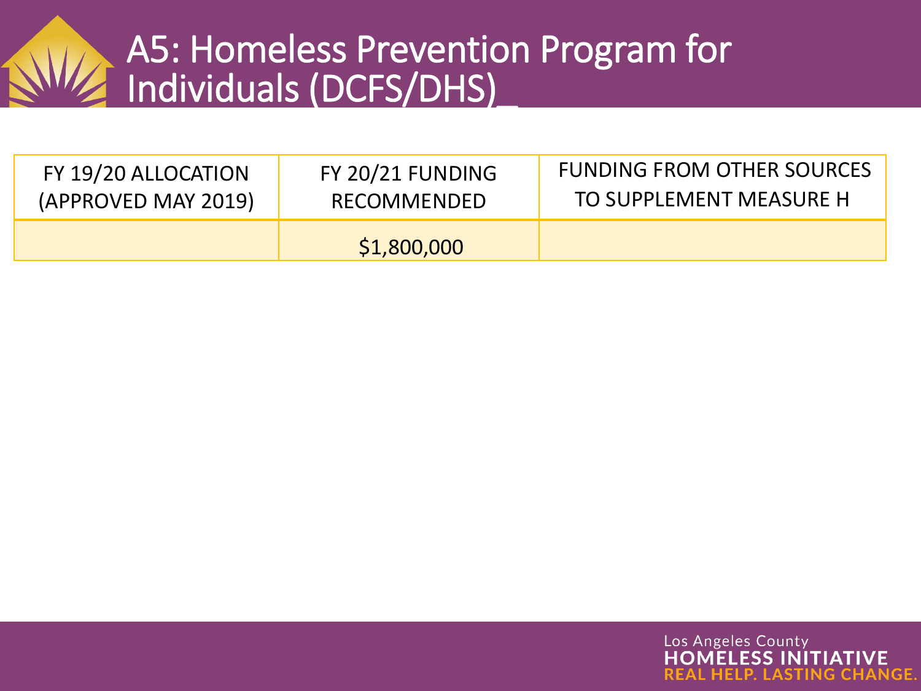# A5: Homeless Prevention Program for Individuals (DCFS/DHS)_

| FY 19/20 ALLOCATION (APPROVED MAY 2019) | FY 20/21 FUNDING RECOMMENDED | FUNDING FROM OTHER SOURCES TO SUPPLEMENT MEASURE H |
| --- | --- | --- |
| | $1,800,000 | |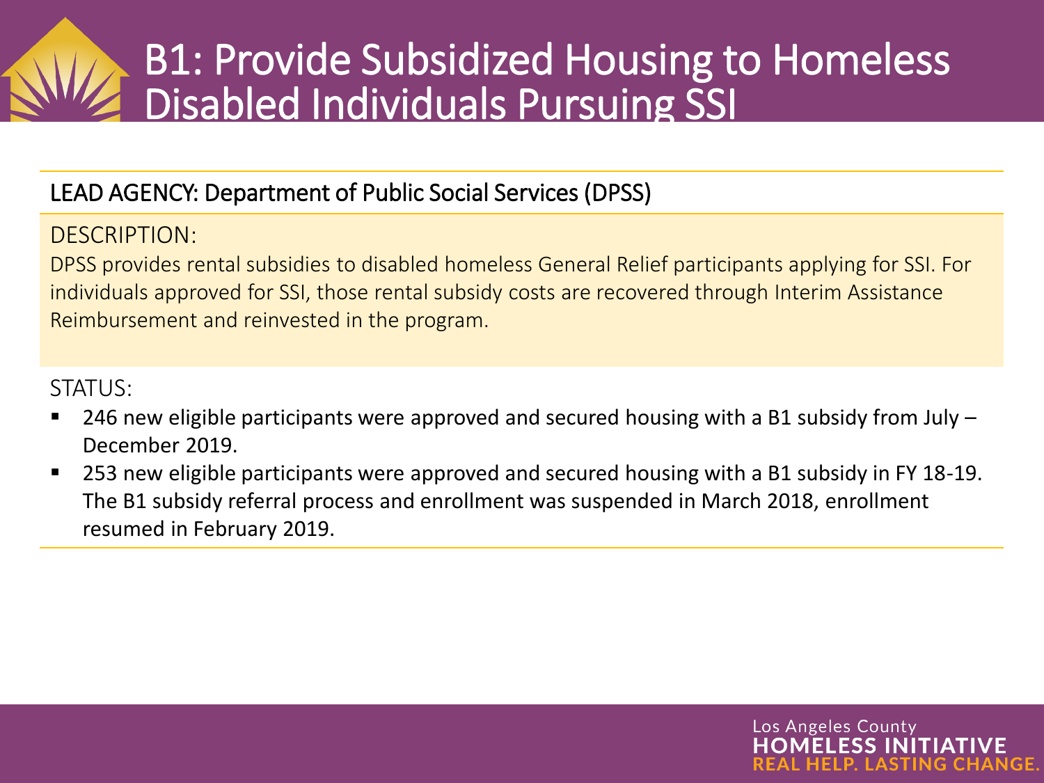# B1: Provide Subsidized Housing to Homeless Disabled Individuals Pursuing SSI

LEAD AGENCY: Department of Public Social Services (DPSS)

DESCRIPTION:

DPSS provides rental subsidies to disabled homeless General Relief participants applying for SSI. For individuals approved for SSI, those rental subsidy costs are recovered through Interim Assistance Reimbursement and reinvested in the program.

STATUS:

- 246 new eligible participants were approved and secured housing with a B1 subsidy from July – December 2019.
- 253 new eligible participants were approved and secured housing with a B1 subsidy in FY 18-19. The B1 subsidy referral process and enrollment was suspended in March 2018, enrollment resumed in February 2019.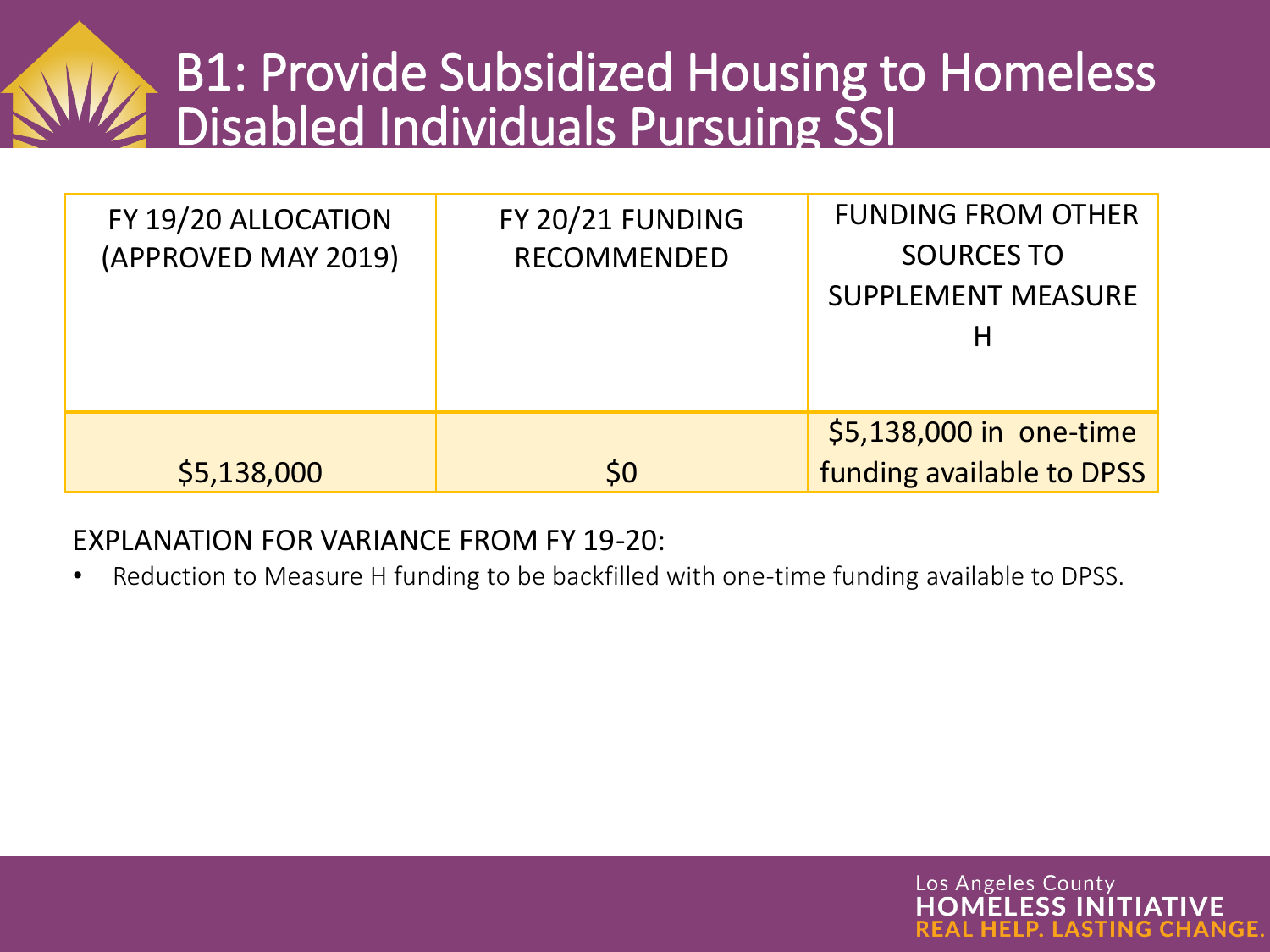# B1: Provide Subsidized Housing to Homeless Disabled Individuals Pursuing SSI

| FY 19/20 ALLOCATION (APPROVED MAY 2019) | FY 20/21 FUNDING RECOMMENDED | FUNDING FROM OTHER SOURCES TO SUPPLEMENT MEASURE H |
|---|---|---|
| $5,138,000 | $0 | $5,138,000 in one-time funding available to DPSS |

EXPLANATION FOR VARIANCE FROM FY 19-20:

- Reduction to Measure H funding to be backfilled with one-time funding available to DPSS.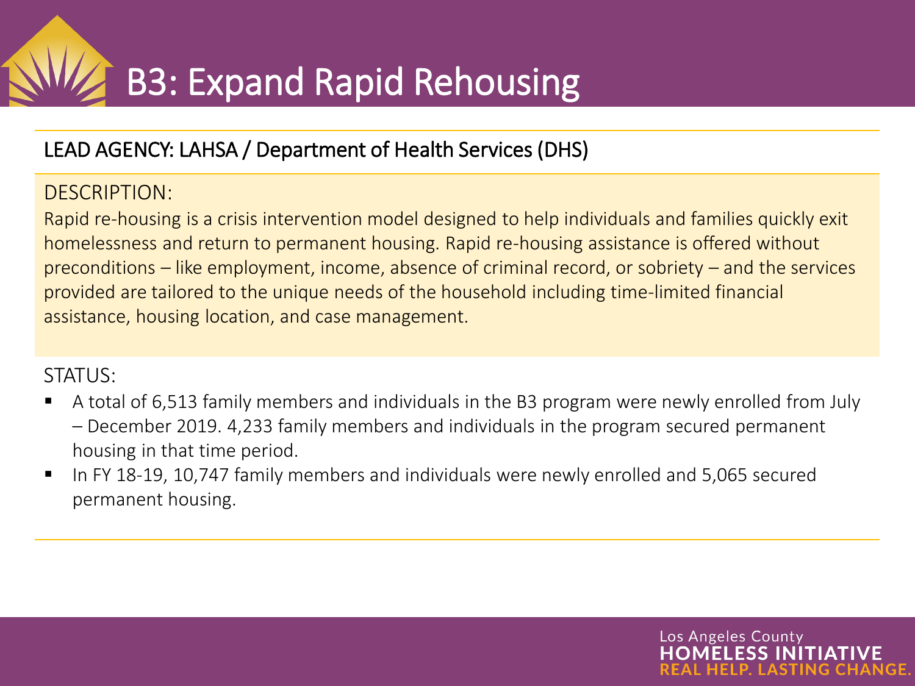# B3: Expand Rapid Rehousing

LEAD AGENCY: LAHSA / Department of Health Services (DHS)

DESCRIPTION:

Rapid re-housing is a crisis intervention model designed to help individuals and families quickly exit homelessness and return to permanent housing. Rapid re-housing assistance is offered without preconditions – like employment, income, absence of criminal record, or sobriety – and the services provided are tailored to the unique needs of the household including time-limited financial assistance, housing location, and case management.

STATUS:

- A total of 6,513 family members and individuals in the B3 program were newly enrolled from July – December 2019. 4,233 family members and individuals in the program secured permanent housing in that time period.
- In FY 18-19, 10,747 family members and individuals were newly enrolled and 5,065 secured permanent housing.

Los Angeles County
HOMELESS INITIATIVE
REAL HELP. LASTING CHANGE.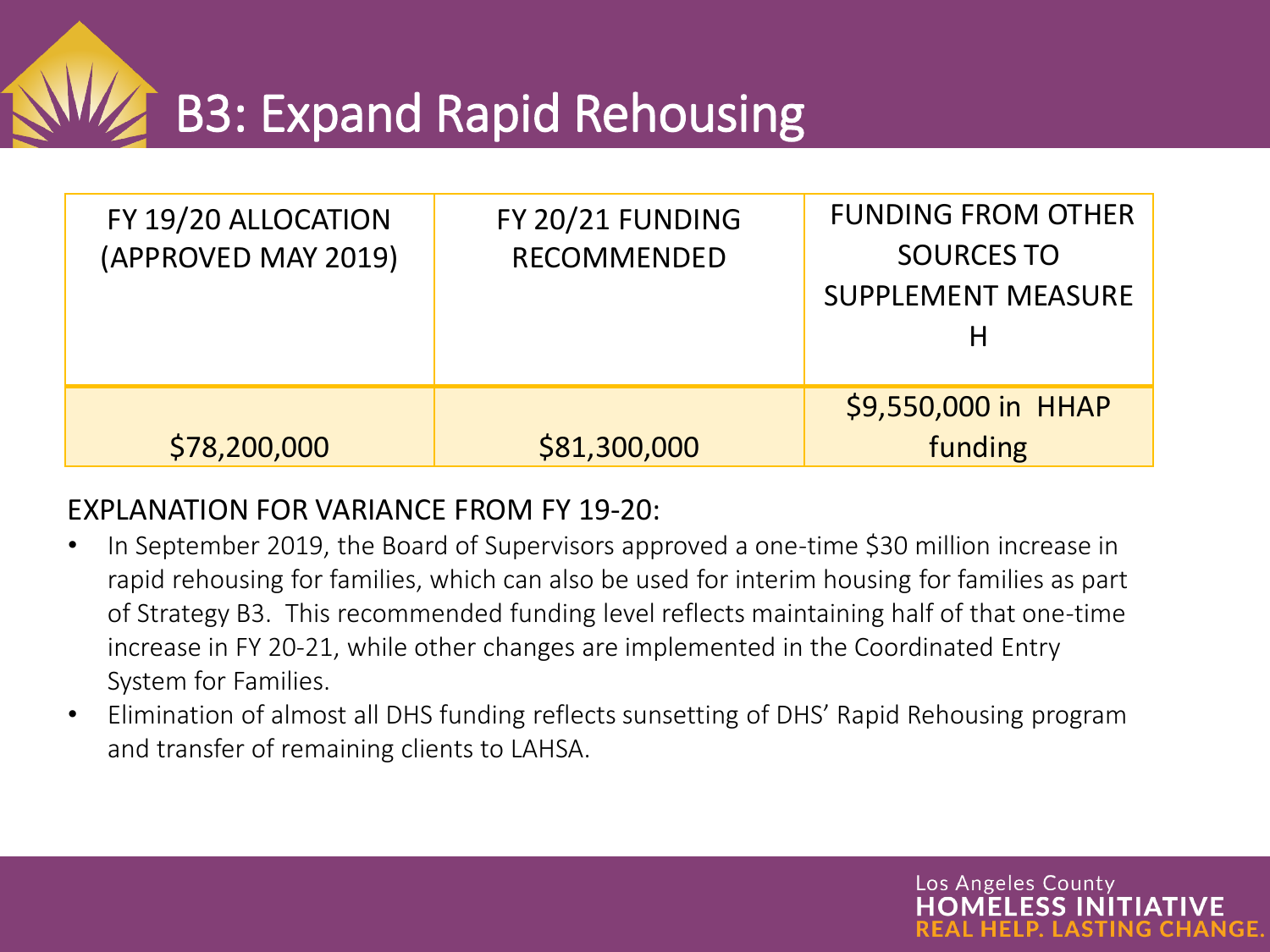# B3: Expand Rapid Rehousing

| FY 19/20 ALLOCATION (APPROVED MAY 2019) | FY 20/21 FUNDING RECOMMENDED | FUNDING FROM OTHER SOURCES TO SUPPLEMENT MEASURE H |
|---|---|---|
| $78,200,000 | $81,300,000 | $9,550,000 in HHAP funding |

EXPLANATION FOR VARIANCE FROM FY 19-20:

- In September 2019, the Board of Supervisors approved a one-time $30 million increase in rapid rehousing for families, which can also be used for interim housing for families as part of Strategy B3. This recommended funding level reflects maintaining half of that one-time increase in FY 20-21, while other changes are implemented in the Coordinated Entry System for Families.
- Elimination of almost all DHS funding reflects sunsetting of DHS' Rapid Rehousing program and transfer of remaining clients to LAHSA.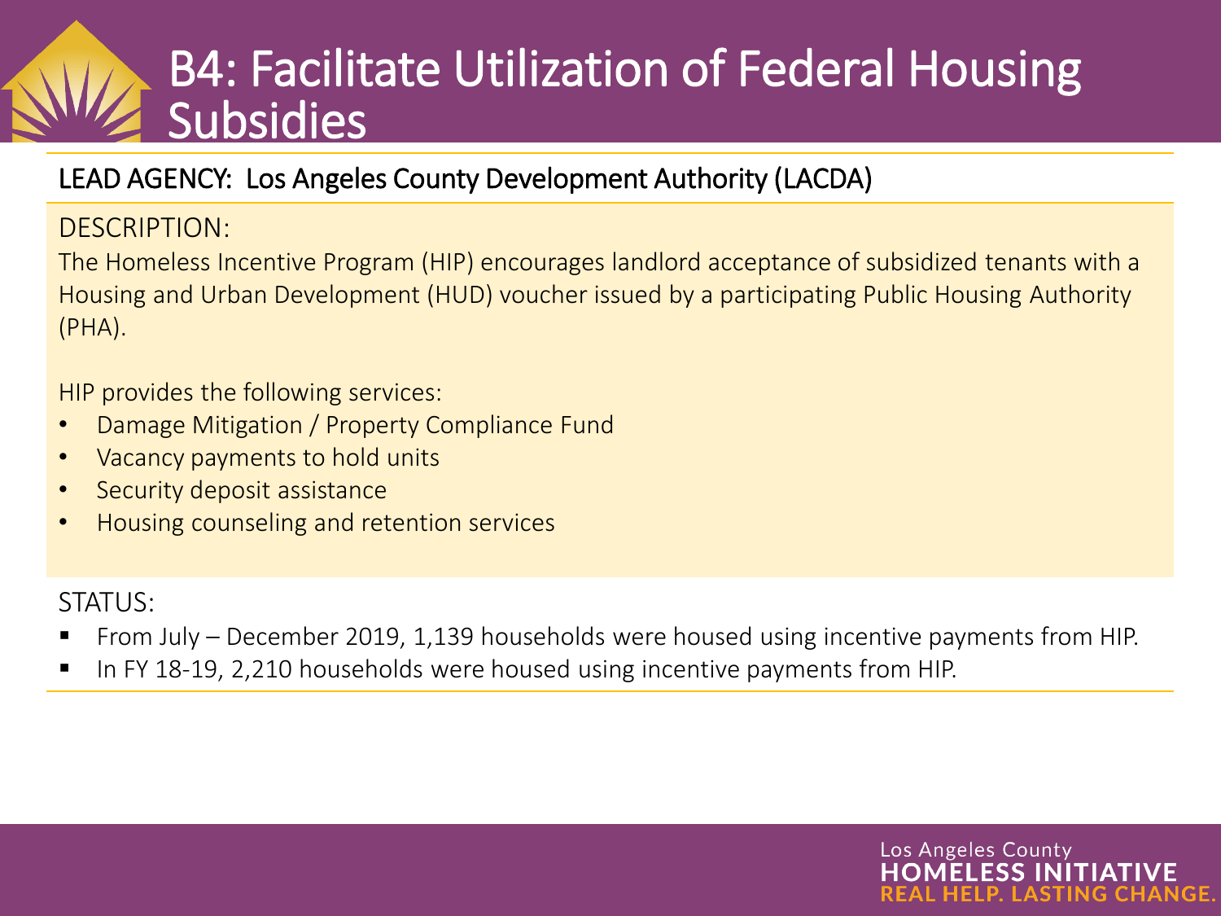# B4: Facilitate Utilization of Federal Housing Subsidies

LEAD AGENCY: Los Angeles County Development Authority (LACDA)

DESCRIPTION:

The Homeless Incentive Program (HIP) encourages landlord acceptance of subsidized tenants with a Housing and Urban Development (HUD) voucher issued by a participating Public Housing Authority (PHA).

HIP provides the following services:

- Damage Mitigation / Property Compliance Fund
- Vacancy payments to hold units
- Security deposit assistance
- Housing counseling and retention services

STATUS:

- From July – December 2019, 1,139 households were housed using incentive payments from HIP.
- In FY 18-19, 2,210 households were housed using incentive payments from HIP.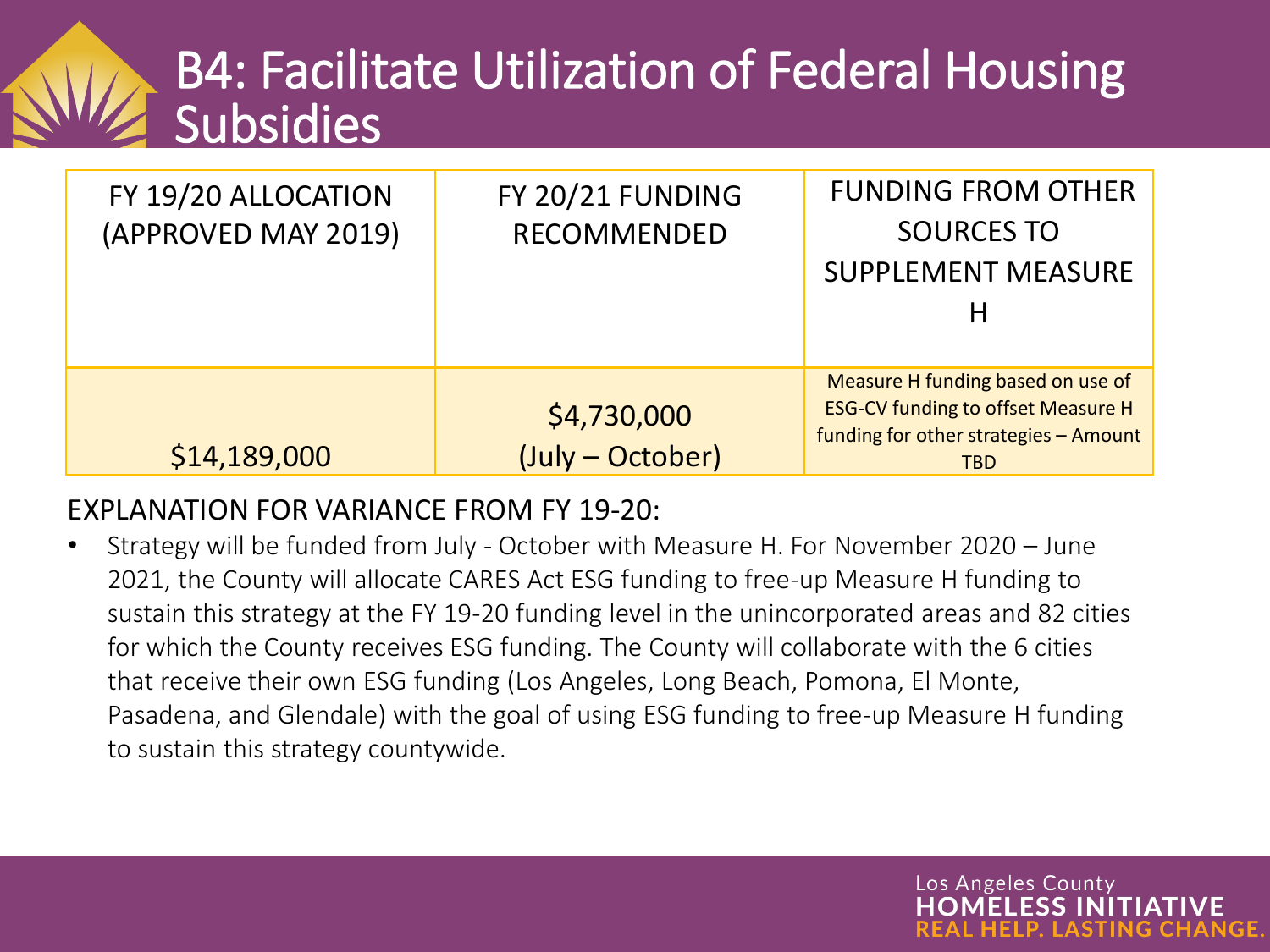# B4: Facilitate Utilization of Federal Housing Subsidies

| FY 19/20 ALLOCATION (APPROVED MAY 2019) | FY 20/21 FUNDING RECOMMENDED | FUNDING FROM OTHER SOURCES TO SUPPLEMENT MEASURE H |
| --- | --- | --- |
| $14,189,000 | $4,730,000 (July – October) | Measure H funding based on use of ESG-CV funding to offset Measure H funding for other strategies – Amount TBD |

EXPLANATION FOR VARIANCE FROM FY 19-20:

- Strategy will be funded from July - October with Measure H. For November 2020 – June 2021, the County will allocate CARES Act ESG funding to free-up Measure H funding to sustain this strategy at the FY 19-20 funding level in the unincorporated areas and 82 cities for which the County receives ESG funding. The County will collaborate with the 6 cities that receive their own ESG funding (Los Angeles, Long Beach, Pomona, El Monte, Pasadena, and Glendale) with the goal of using ESG funding to free-up Measure H funding to sustain this strategy countywide.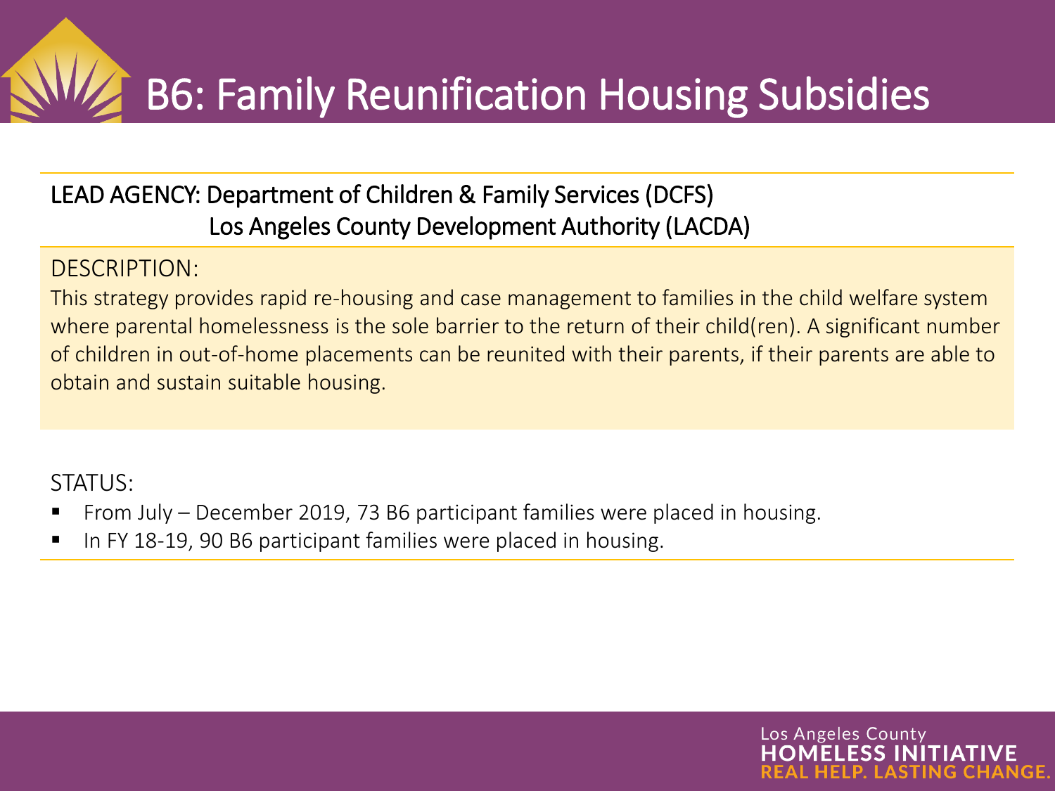# B6: Family Reunification Housing Subsidies

LEAD AGENCY: Department of Children & Family Services (DCFS)
Los Angeles County Development Authority (LACDA)

DESCRIPTION:

This strategy provides rapid re-housing and case management to families in the child welfare system where parental homelessness is the sole barrier to the return of their child(ren). A significant number of children in out-of-home placements can be reunited with their parents, if their parents are able to obtain and sustain suitable housing.

STATUS:

- From July – December 2019, 73 B6 participant families were placed in housing.
- In FY 18-19, 90 B6 participant families were placed in housing.

Los Angeles County
HOMELESS INITIATIVE
REAL HELP. LASTING CHANGE.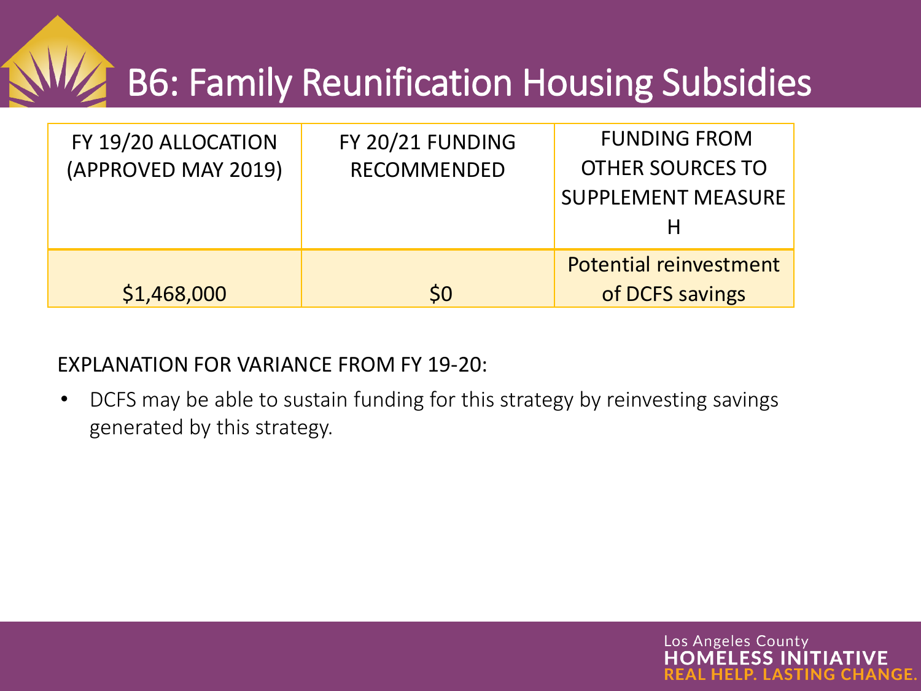# B6: Family Reunification Housing Subsidies

| FY 19/20 ALLOCATION (APPROVED MAY 2019) | FY 20/21 FUNDING RECOMMENDED | FUNDING FROM OTHER SOURCES TO SUPPLEMENT MEASURE H |
|---|---|---|
| $1,468,000 | $0 | Potential reinvestment of DCFS savings |

EXPLANATION FOR VARIANCE FROM FY 19-20:

- DCFS may be able to sustain funding for this strategy by reinvesting savings generated by this strategy.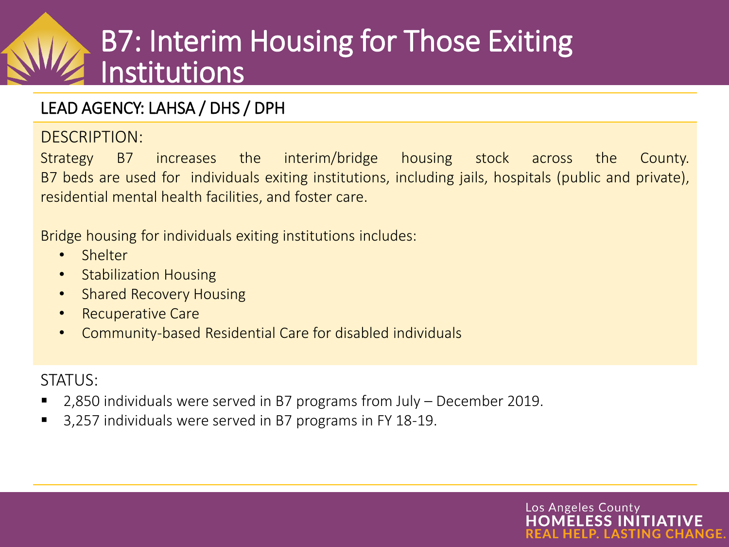# B7: Interim Housing for Those Exiting Institutions

## LEAD AGENCY: LAHSA / DHS / DPH

DESCRIPTION:

Strategy B7 increases the interim/bridge housing stock across the County. B7 beds are used for individuals exiting institutions, including jails, hospitals (public and private), residential mental health facilities, and foster care.

Bridge housing for individuals exiting institutions includes:

- Shelter
- Stabilization Housing
- Shared Recovery Housing
- Recuperative Care
- Community-based Residential Care for disabled individuals

STATUS:

- 2,850 individuals were served in B7 programs from July – December 2019.
- 3,257 individuals were served in B7 programs in FY 18-19.

Los Angeles County
**HOMELESS INITIATIVE**
**REAL HELP. LASTING CHANGE.**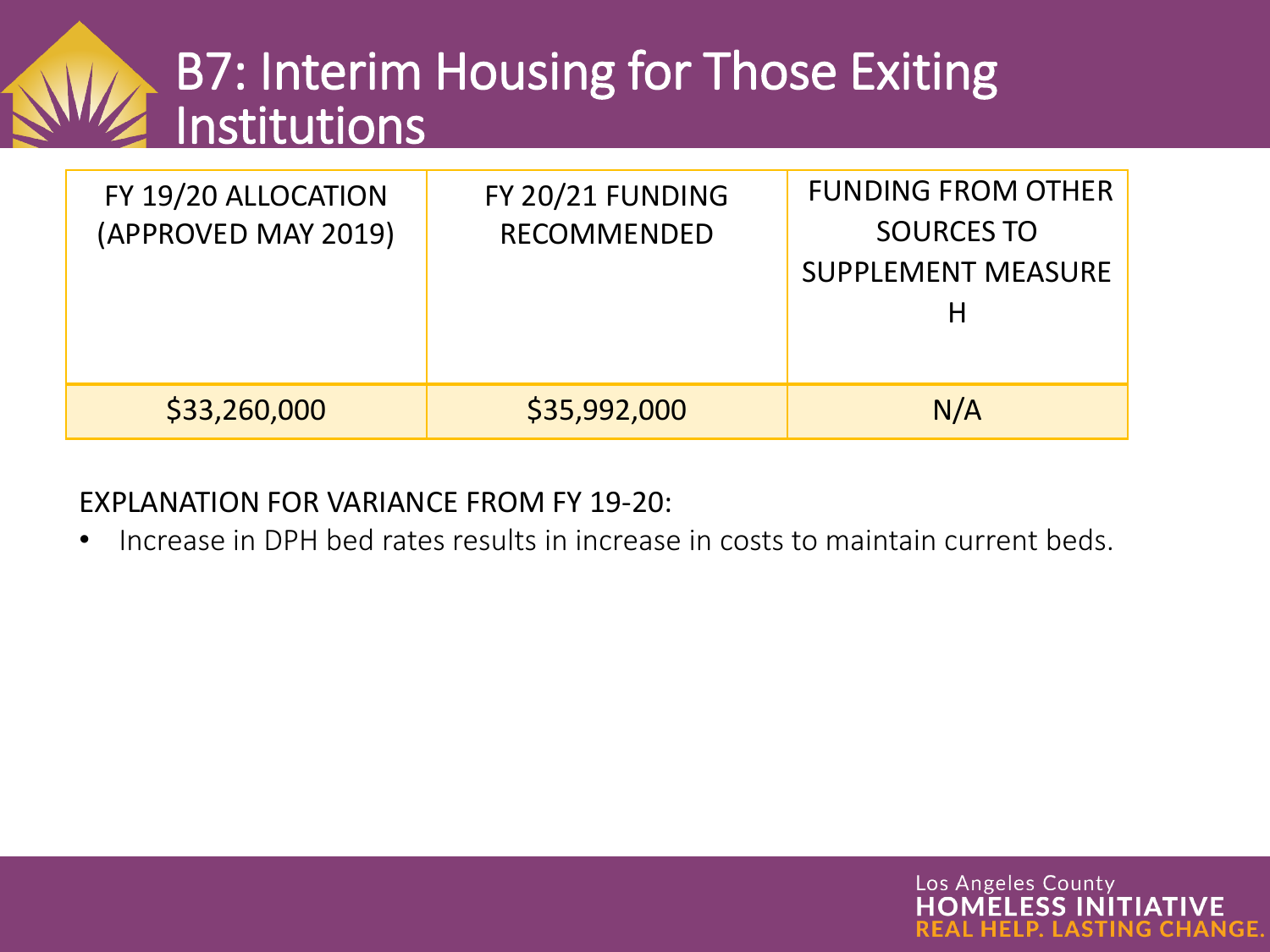# B7: Interim Housing for Those Exiting Institutions

| FY 19/20 ALLOCATION (APPROVED MAY 2019) | FY 20/21 FUNDING RECOMMENDED | FUNDING FROM OTHER SOURCES TO SUPPLEMENT MEASURE H |
|---|---|---|
| $33,260,000 | $35,992,000 | N/A |

EXPLANATION FOR VARIANCE FROM FY 19-20:

- Increase in DPH bed rates results in increase in costs to maintain current beds.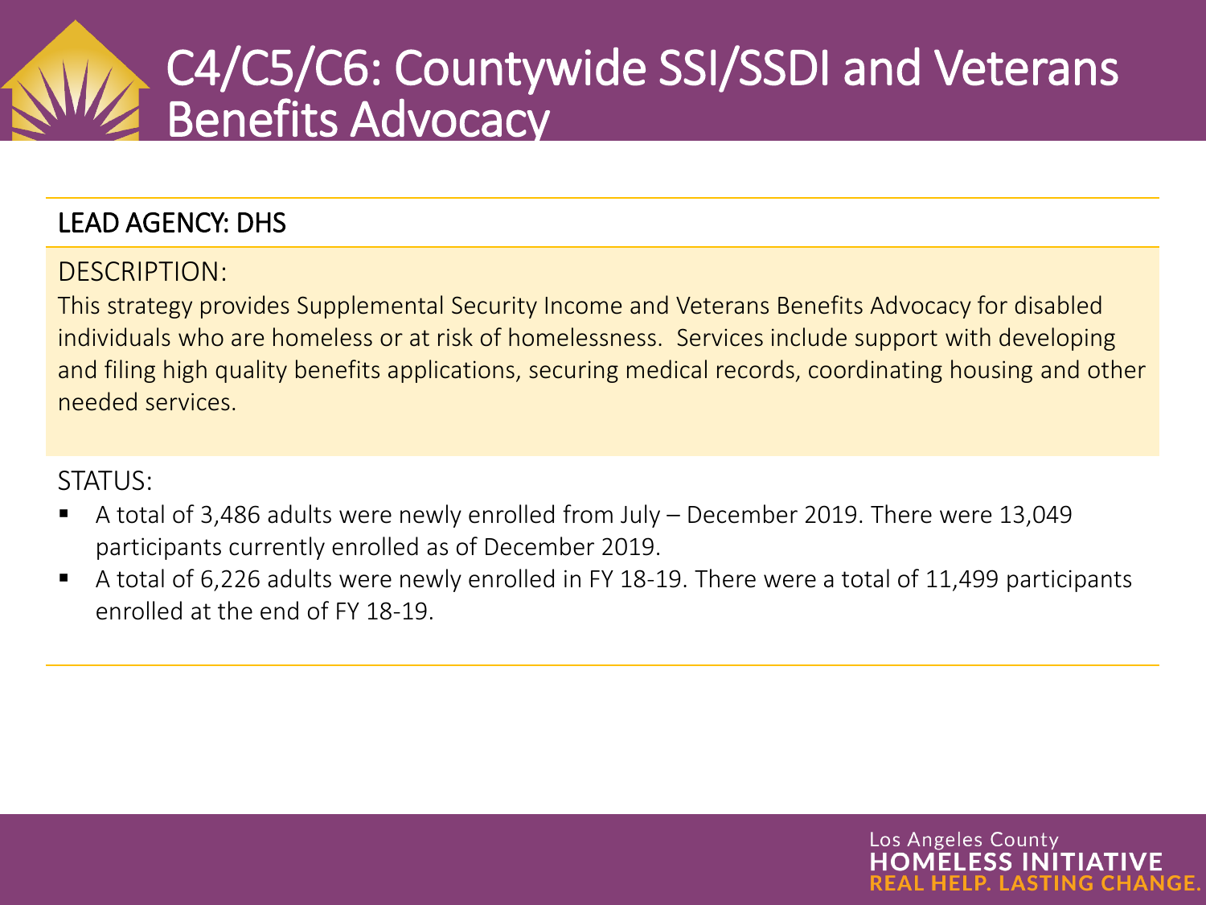# C4/C5/C6: Countywide SSI/SSDI and Veterans Benefits Advocacy

## LEAD AGENCY: DHS

DESCRIPTION:

This strategy provides Supplemental Security Income and Veterans Benefits Advocacy for disabled individuals who are homeless or at risk of homelessness. Services include support with developing and filing high quality benefits applications, securing medical records, coordinating housing and other needed services.

STATUS:

- A total of 3,486 adults were newly enrolled from July – December 2019. There were 13,049 participants currently enrolled as of December 2019.
- A total of 6,226 adults were newly enrolled in FY 18-19. There were a total of 11,499 participants enrolled at the end of FY 18-19.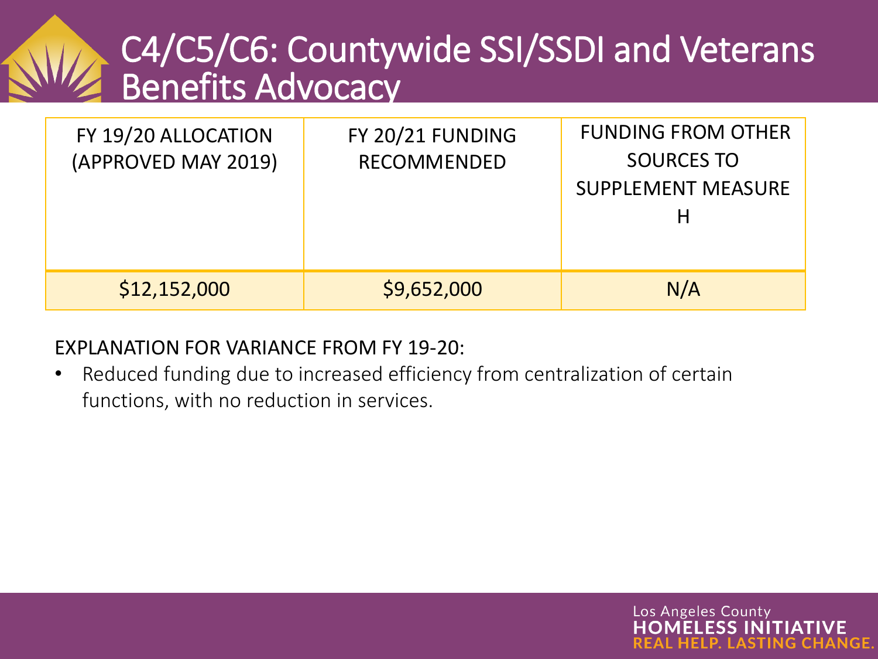# C4/C5/C6: Countywide SSI/SSDI and Veterans Benefits Advocacy

| FY 19/20 ALLOCATION (APPROVED MAY 2019) | FY 20/21 FUNDING RECOMMENDED | FUNDING FROM OTHER SOURCES TO SUPPLEMENT MEASURE H |
|---|---|---|
| $12,152,000 | $9,652,000 | N/A |

EXPLANATION FOR VARIANCE FROM FY 19-20:

- Reduced funding due to increased efficiency from centralization of certain functions, with no reduction in services.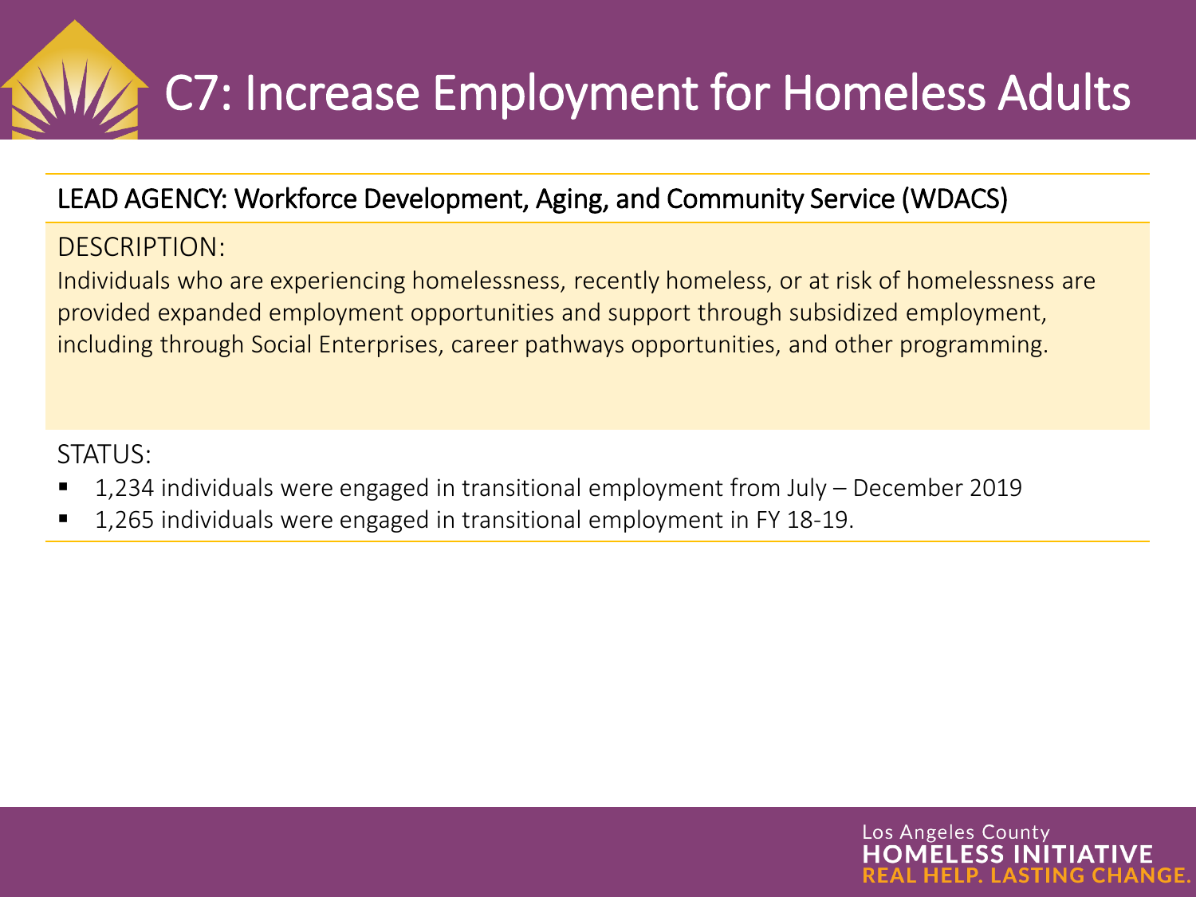# C7: Increase Employment for Homeless Adults

LEAD AGENCY: Workforce Development, Aging, and Community Service (WDACS)

DESCRIPTION:

Individuals who are experiencing homelessness, recently homeless, or at risk of homelessness are provided expanded employment opportunities and support through subsidized employment, including through Social Enterprises, career pathways opportunities, and other programming.

STATUS:

- 1,234 individuals were engaged in transitional employment from July – December 2019
- 1,265 individuals were engaged in transitional employment in FY 18-19.

Los Angeles County
HOMELESS INITIATIVE
REAL HELP. LASTING CHANGE.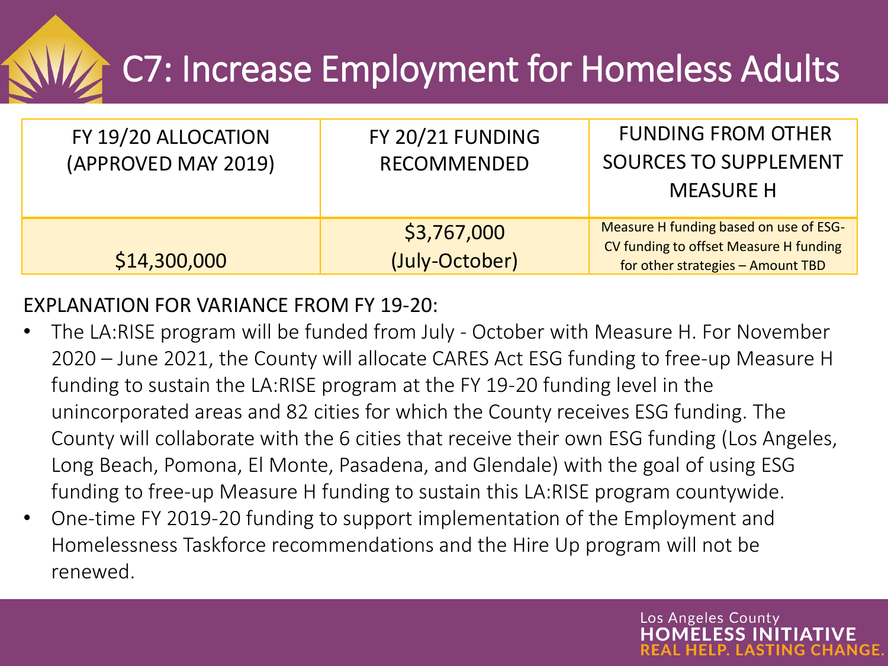# C7: Increase Employment for Homeless Adults

| FY 19/20 ALLOCATION (APPROVED MAY 2019) | FY 20/21 FUNDING RECOMMENDED | FUNDING FROM OTHER SOURCES TO SUPPLEMENT MEASURE H |
|---|---|---|
| $14,300,000 | $3,767,000 (July-October) | Measure H funding based on use of ESG-CV funding to offset Measure H funding for other strategies – Amount TBD |

EXPLANATION FOR VARIANCE FROM FY 19-20:

- The LA:RISE program will be funded from July - October with Measure H. For November 2020 – June 2021, the County will allocate CARES Act ESG funding to free-up Measure H funding to sustain the LA:RISE program at the FY 19-20 funding level in the unincorporated areas and 82 cities for which the County receives ESG funding. The County will collaborate with the 6 cities that receive their own ESG funding (Los Angeles, Long Beach, Pomona, El Monte, Pasadena, and Glendale) with the goal of using ESG funding to free-up Measure H funding to sustain this LA:RISE program countywide.
- One-time FY 2019-20 funding to support implementation of the Employment and Homelessness Taskforce recommendations and the Hire Up program will not be renewed.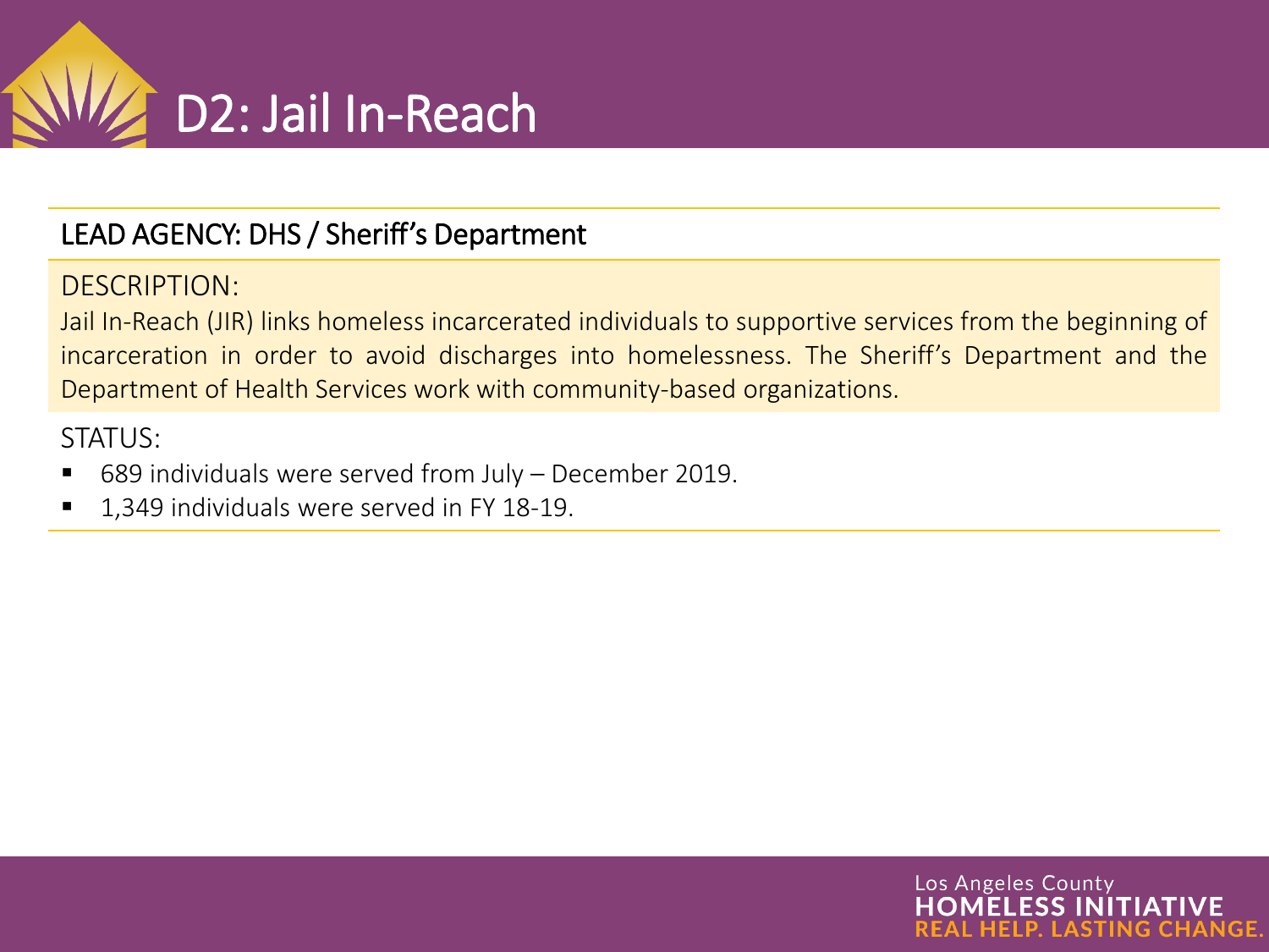# D2: Jail In-Reach

**LEAD AGENCY: DHS / Sheriff's Department**

DESCRIPTION:

Jail In-Reach (JIR) links homeless incarcerated individuals to supportive services from the beginning of incarceration in order to avoid discharges into homelessness. The Sheriff's Department and the Department of Health Services work with community-based organizations.

STATUS:

- 689 individuals were served from July – December 2019.
- 1,349 individuals were served in FY 18-19.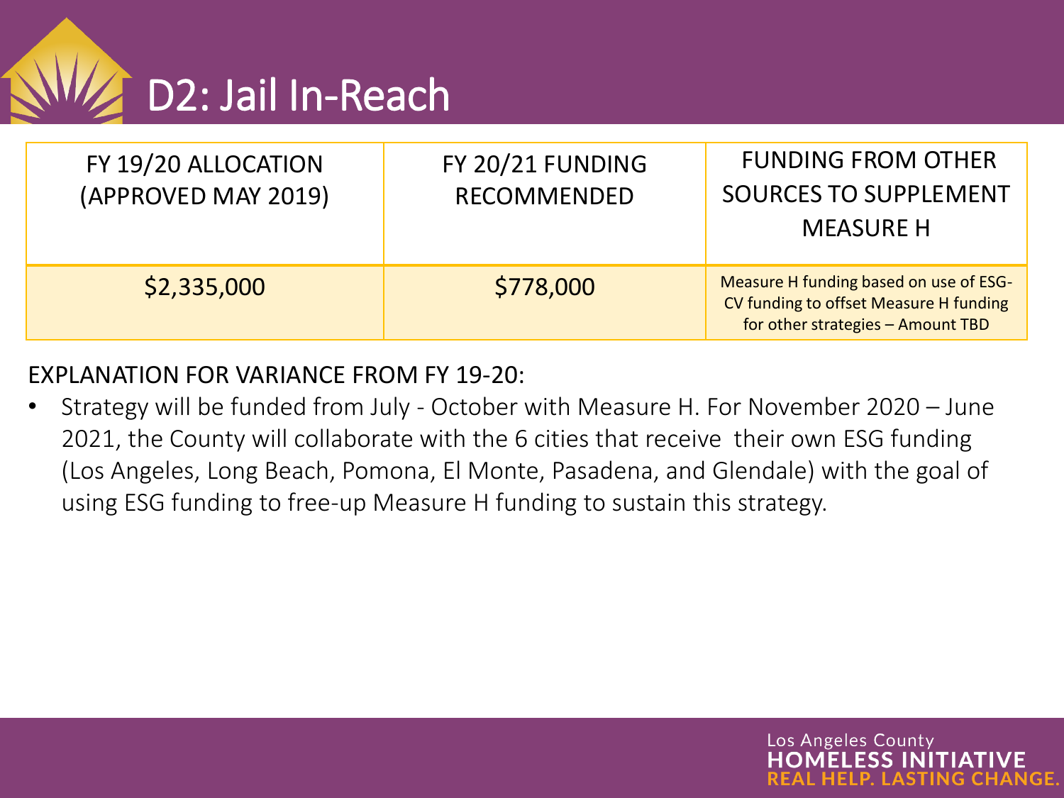# D2: Jail In-Reach

| FY 19/20 ALLOCATION (APPROVED MAY 2019) | FY 20/21 FUNDING RECOMMENDED | FUNDING FROM OTHER SOURCES TO SUPPLEMENT MEASURE H |
|---|---|---|
| $2,335,000 | $778,000 | Measure H funding based on use of ESG-CV funding to offset Measure H funding for other strategies – Amount TBD |

EXPLANATION FOR VARIANCE FROM FY 19-20:

- Strategy will be funded from July - October with Measure H. For November 2020 – June 2021, the County will collaborate with the 6 cities that receive their own ESG funding (Los Angeles, Long Beach, Pomona, El Monte, Pasadena, and Glendale) with the goal of using ESG funding to free-up Measure H funding to sustain this strategy.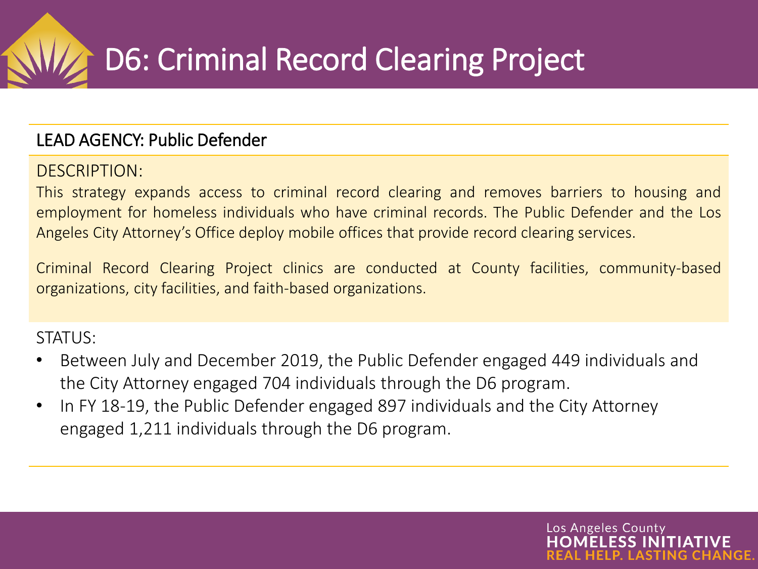# D6: Criminal Record Clearing Project

LEAD AGENCY: Public Defender

DESCRIPTION:

This strategy expands access to criminal record clearing and removes barriers to housing and employment for homeless individuals who have criminal records. The Public Defender and the Los Angeles City Attorney's Office deploy mobile offices that provide record clearing services.

Criminal Record Clearing Project clinics are conducted at County facilities, community-based organizations, city facilities, and faith-based organizations.

STATUS:

- Between July and December 2019, the Public Defender engaged 449 individuals and the City Attorney engaged 704 individuals through the D6 program.
- In FY 18-19, the Public Defender engaged 897 individuals and the City Attorney engaged 1,211 individuals through the D6 program.

Los Angeles County
**HOMELESS INITIATIVE**
**REAL HELP. LASTING CHANGE.**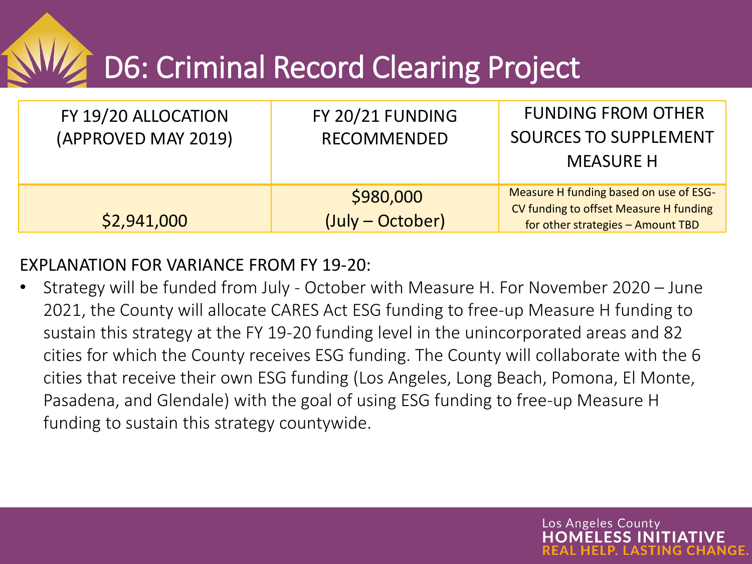# D6: Criminal Record Clearing Project

| FY 19/20 ALLOCATION (APPROVED MAY 2019) | FY 20/21 FUNDING RECOMMENDED | FUNDING FROM OTHER SOURCES TO SUPPLEMENT MEASURE H |
|---|---|---|
| $2,941,000 | $980,000 (July – October) | Measure H funding based on use of ESG-CV funding to offset Measure H funding for other strategies – Amount TBD |

EXPLANATION FOR VARIANCE FROM FY 19-20:

- Strategy will be funded from July - October with Measure H. For November 2020 – June 2021, the County will allocate CARES Act ESG funding to free-up Measure H funding to sustain this strategy at the FY 19-20 funding level in the unincorporated areas and 82 cities for which the County receives ESG funding. The County will collaborate with the 6 cities that receive their own ESG funding (Los Angeles, Long Beach, Pomona, El Monte, Pasadena, and Glendale) with the goal of using ESG funding to free-up Measure H funding to sustain this strategy countywide.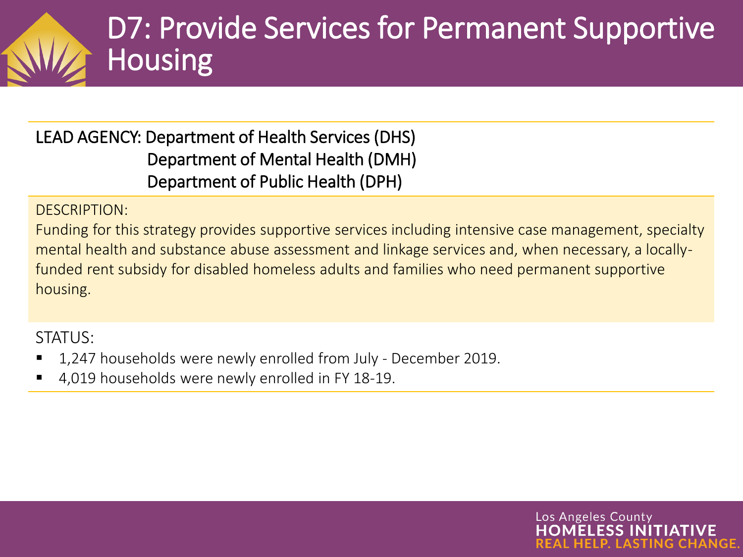# D7: Provide Services for Permanent Supportive Housing

LEAD AGENCY: Department of Health Services (DHS)
Department of Mental Health (DMH)
Department of Public Health (DPH)

DESCRIPTION:

Funding for this strategy provides supportive services including intensive case management, specialty mental health and substance abuse assessment and linkage services and, when necessary, a locally-funded rent subsidy for disabled homeless adults and families who need permanent supportive housing.

STATUS:

- 1,247 households were newly enrolled from July - December 2019.
- 4,019 households were newly enrolled in FY 18-19.

Los Angeles County
**HOMELESS INITIATIVE**
**REAL HELP. LASTING CHANGE.**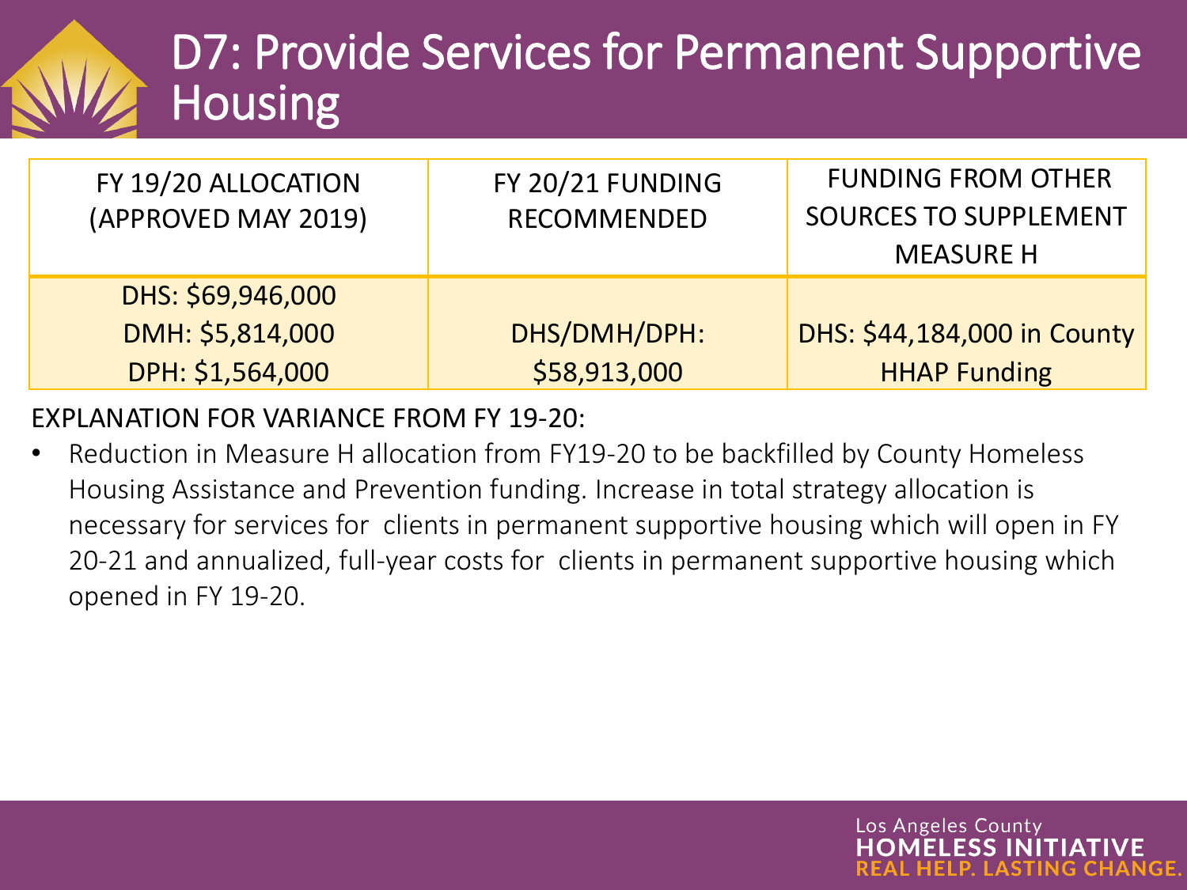# D7: Provide Services for Permanent Supportive Housing

| FY 19/20 ALLOCATION (APPROVED MAY 2019) | FY 20/21 FUNDING RECOMMENDED | FUNDING FROM OTHER SOURCES TO SUPPLEMENT MEASURE H |
|---|---|---|
| DHS: $69,946,000<br>DMH: $5,814,000<br>DPH: $1,564,000 | DHS/DMH/DPH: $58,913,000 | DHS: $44,184,000 in County HHAP Funding |

EXPLANATION FOR VARIANCE FROM FY 19-20:

- Reduction in Measure H allocation from FY19-20 to be backfilled by County Homeless Housing Assistance and Prevention funding. Increase in total strategy allocation is necessary for services for clients in permanent supportive housing which will open in FY 20-21 and annualized, full-year costs for clients in permanent supportive housing which opened in FY 19-20.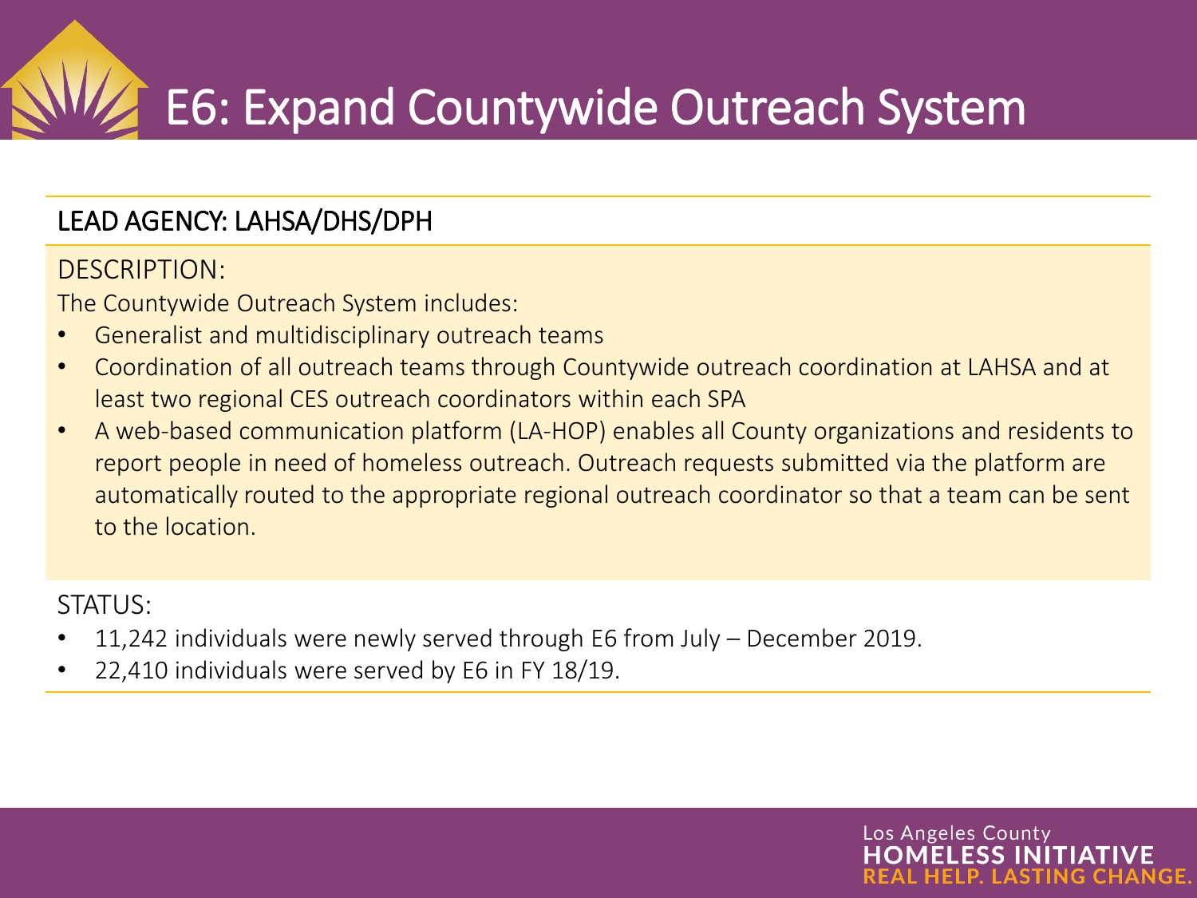# E6: Expand Countywide Outreach System

LEAD AGENCY: LAHSA/DHS/DPH

DESCRIPTION:

The Countywide Outreach System includes:

- Generalist and multidisciplinary outreach teams
- Coordination of all outreach teams through Countywide outreach coordination at LAHSA and at least two regional CES outreach coordinators within each SPA
- A web-based communication platform (LA-HOP) enables all County organizations and residents to report people in need of homeless outreach. Outreach requests submitted via the platform are automatically routed to the appropriate regional outreach coordinator so that a team can be sent to the location.

STATUS:

- 11,242 individuals were newly served through E6 from July – December 2019.
- 22,410 individuals were served by E6 in FY 18/19.

Los Angeles County
**HOMELESS INITIATIVE**
**REAL HELP. LASTING CHANGE.**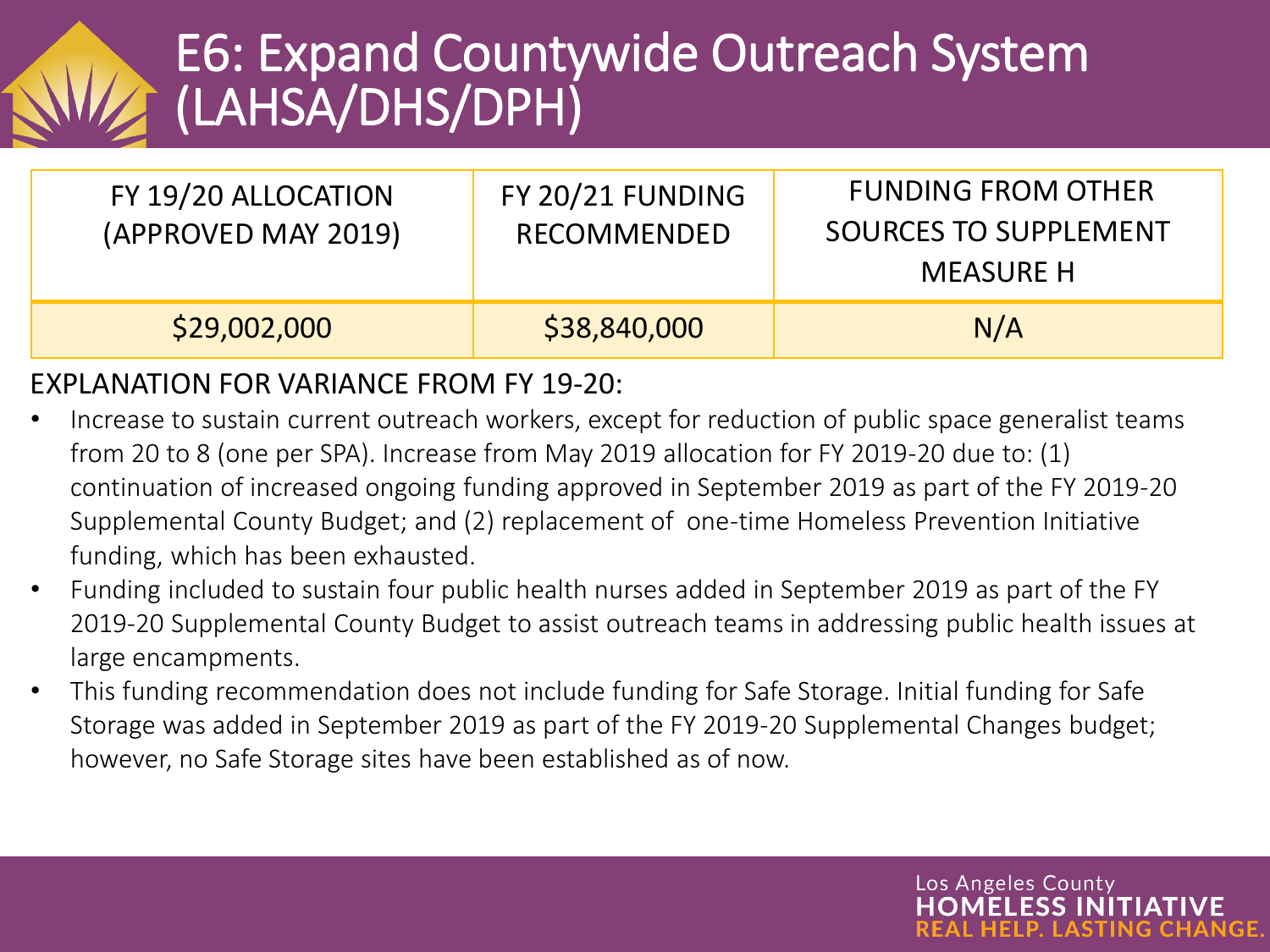# E6: Expand Countywide Outreach System (LAHSA/DHS/DPH)

| FY 19/20 ALLOCATION (APPROVED MAY 2019) | FY 20/21 FUNDING RECOMMENDED | FUNDING FROM OTHER SOURCES TO SUPPLEMENT MEASURE H |
|---|---|---|
| $29,002,000 | $38,840,000 | N/A |

EXPLANATION FOR VARIANCE FROM FY 19-20:

- Increase to sustain current outreach workers, except for reduction of public space generalist teams from 20 to 8 (one per SPA). Increase from May 2019 allocation for FY 2019-20 due to: (1) continuation of increased ongoing funding approved in September 2019 as part of the FY 2019-20 Supplemental County Budget; and (2) replacement of one-time Homeless Prevention Initiative funding, which has been exhausted.
- Funding included to sustain four public health nurses added in September 2019 as part of the FY 2019-20 Supplemental County Budget to assist outreach teams in addressing public health issues at large encampments.
- This funding recommendation does not include funding for Safe Storage. Initial funding for Safe Storage was added in September 2019 as part of the FY 2019-20 Supplemental Changes budget; however, no Safe Storage sites have been established as of now.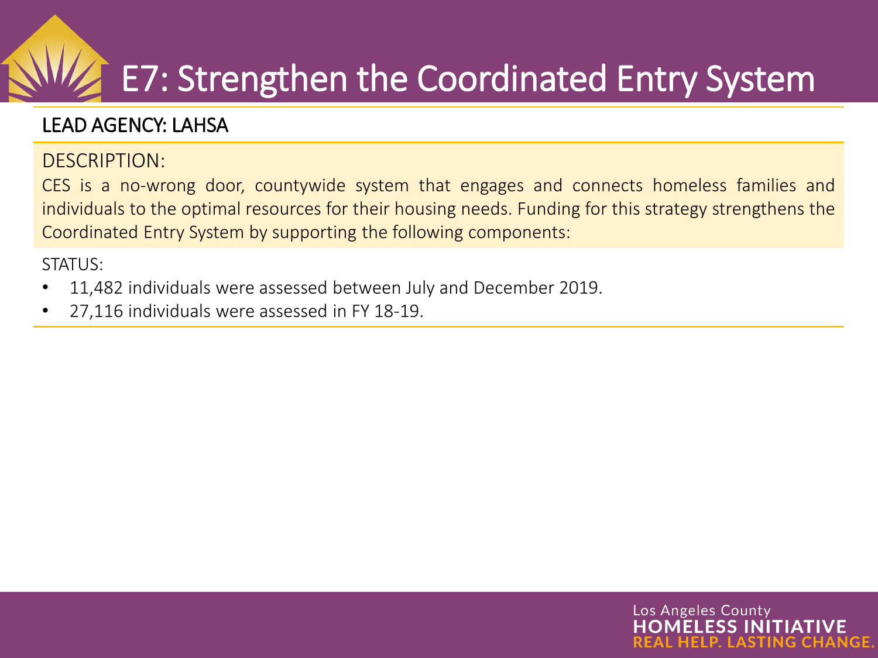# E7: Strengthen the Coordinated Entry System

LEAD AGENCY: LAHSA

DESCRIPTION:

CES is a no-wrong door, countywide system that engages and connects homeless families and individuals to the optimal resources for their housing needs. Funding for this strategy strengthens the Coordinated Entry System by supporting the following components:

STATUS:

- 11,482 individuals were assessed between July and December 2019.
- 27,116 individuals were assessed in FY 18-19.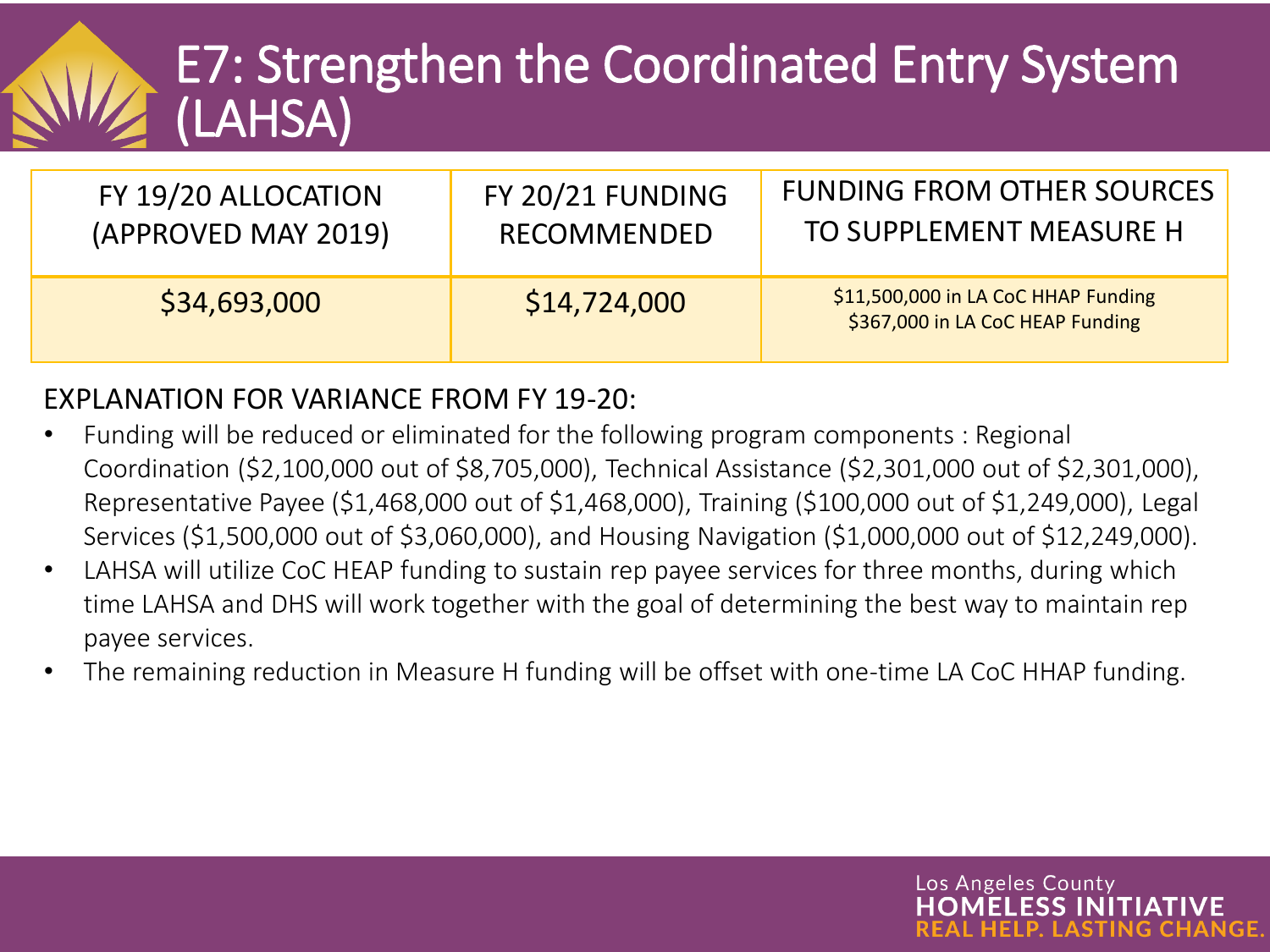# E7: Strengthen the Coordinated Entry System (LAHSA)

| FY 19/20 ALLOCATION (APPROVED MAY 2019) | FY 20/21 FUNDING RECOMMENDED | FUNDING FROM OTHER SOURCES TO SUPPLEMENT MEASURE H |
|---|---|---|
| $34,693,000 | $14,724,000 | $11,500,000 in LA CoC HHAP Funding<br>$367,000 in LA CoC HEAP Funding |

EXPLANATION FOR VARIANCE FROM FY 19-20:

- Funding will be reduced or eliminated for the following program components : Regional Coordination ($2,100,000 out of $8,705,000), Technical Assistance ($2,301,000 out of $2,301,000), Representative Payee ($1,468,000 out of $1,468,000), Training ($100,000 out of $1,249,000), Legal Services ($1,500,000 out of $3,060,000), and Housing Navigation ($1,000,000 out of $12,249,000).
- LAHSA will utilize CoC HEAP funding to sustain rep payee services for three months, during which time LAHSA and DHS will work together with the goal of determining the best way to maintain rep payee services.
- The remaining reduction in Measure H funding will be offset with one-time LA CoC HHAP funding.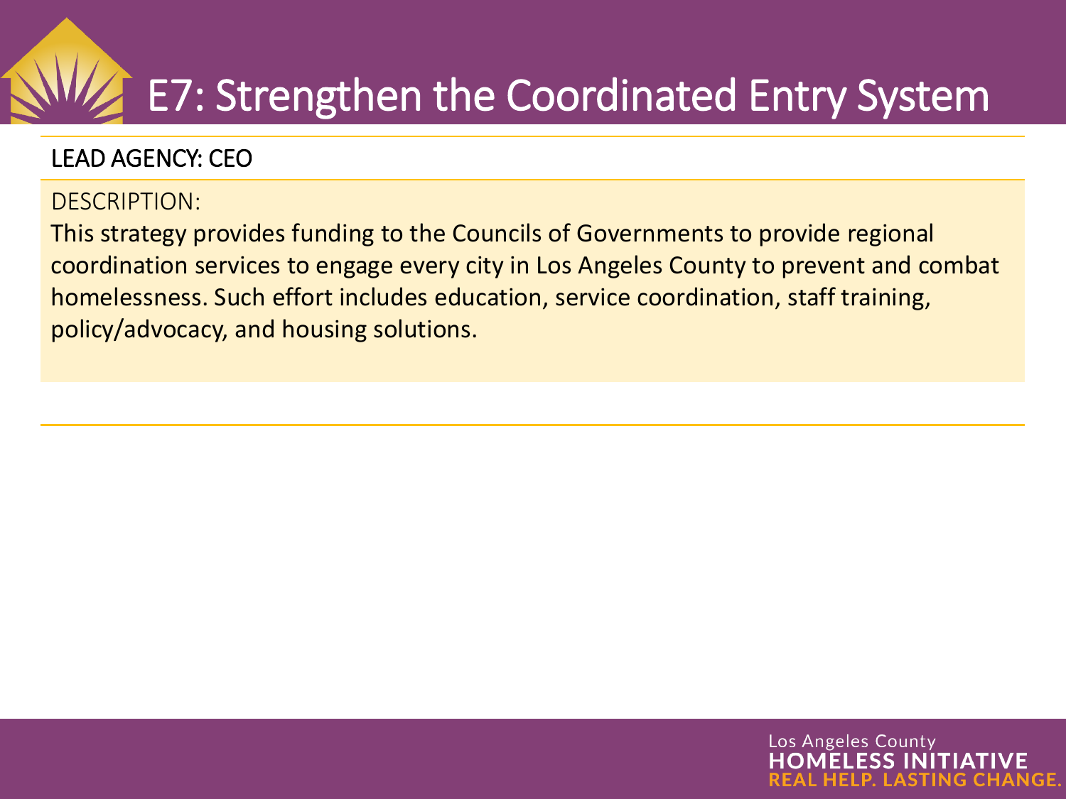# E7: Strengthen the Coordinated Entry System

LEAD AGENCY: CEO

DESCRIPTION:

This strategy provides funding to the Councils of Governments to provide regional coordination services to engage every city in Los Angeles County to prevent and combat homelessness. Such effort includes education, service coordination, staff training, policy/advocacy, and housing solutions.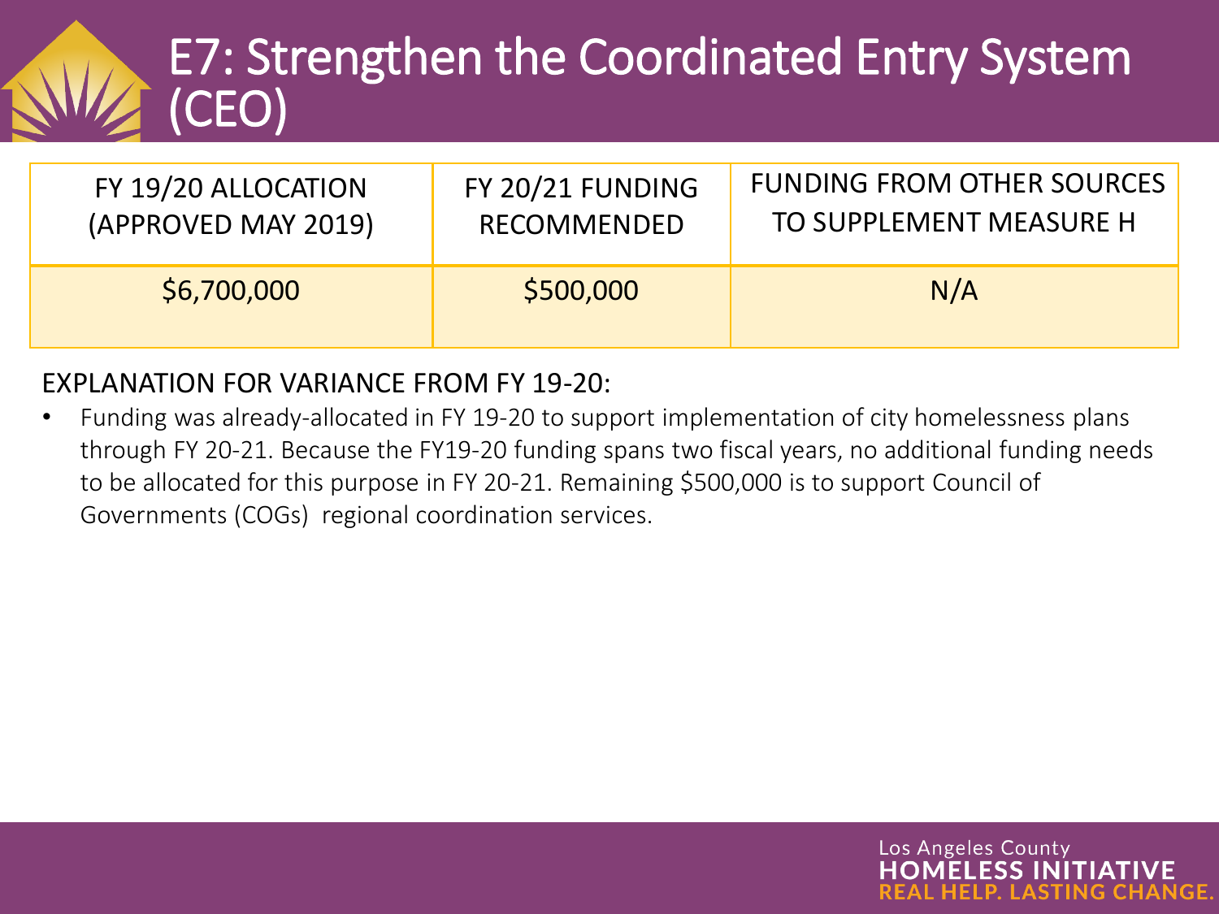# E7: Strengthen the Coordinated Entry System (CEO)

| FY 19/20 ALLOCATION (APPROVED MAY 2019) | FY 20/21 FUNDING RECOMMENDED | FUNDING FROM OTHER SOURCES TO SUPPLEMENT MEASURE H |
|---|---|---|
| $6,700,000 | $500,000 | N/A |

EXPLANATION FOR VARIANCE FROM FY 19-20:

- Funding was already-allocated in FY 19-20 to support implementation of city homelessness plans through FY 20-21. Because the FY19-20 funding spans two fiscal years, no additional funding needs to be allocated for this purpose in FY 20-21. Remaining $500,000 is to support Council of Governments (COGs) regional coordination services.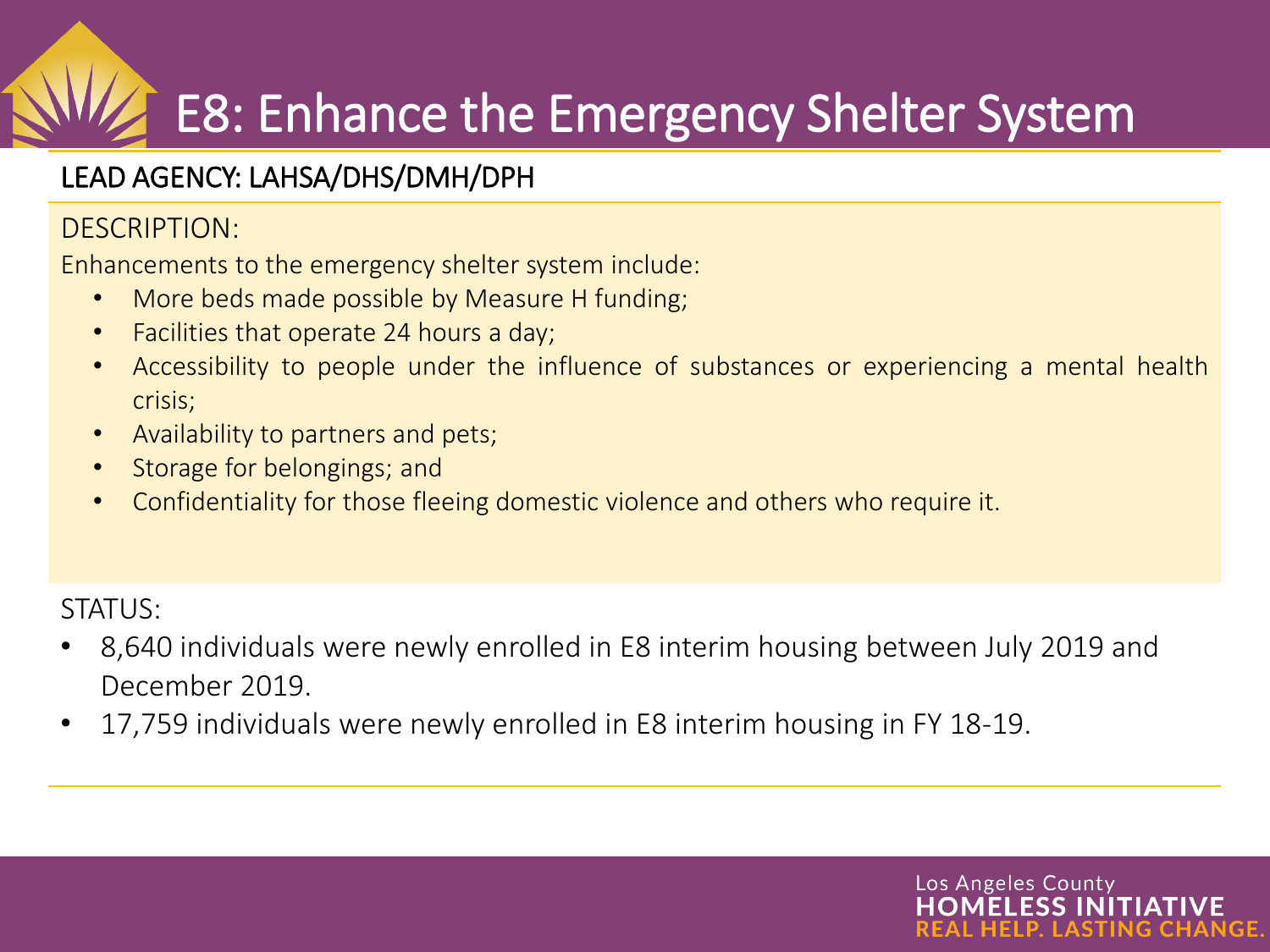# E8: Enhance the Emergency Shelter System

LEAD AGENCY: LAHSA/DHS/DMH/DPH

DESCRIPTION:

Enhancements to the emergency shelter system include:

- More beds made possible by Measure H funding;
- Facilities that operate 24 hours a day;
- Accessibility to people under the influence of substances or experiencing a mental health crisis;
- Availability to partners and pets;
- Storage for belongings; and
- Confidentiality for those fleeing domestic violence and others who require it.

STATUS:

- 8,640 individuals were newly enrolled in E8 interim housing between July 2019 and December 2019.
- 17,759 individuals were newly enrolled in E8 interim housing in FY 18-19.

Los Angeles County
**HOMELESS INITIATIVE**
**REAL HELP. LASTING CHANGE.**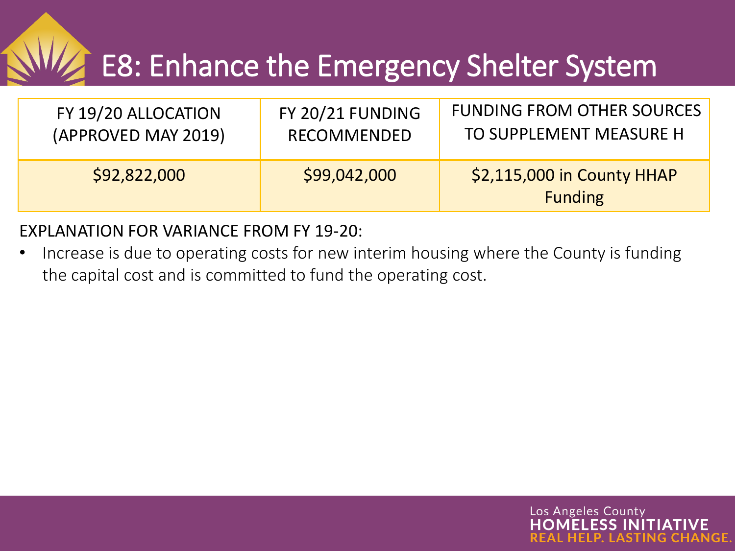# E8: Enhance the Emergency Shelter System

| FY 19/20 ALLOCATION (APPROVED MAY 2019) | FY 20/21 FUNDING RECOMMENDED | FUNDING FROM OTHER SOURCES TO SUPPLEMENT MEASURE H |
|---|---|---|
| $92,822,000 | $99,042,000 | $2,115,000 in County HHAP Funding |

EXPLANATION FOR VARIANCE FROM FY 19-20:

- Increase is due to operating costs for new interim housing where the County is funding the capital cost and is committed to fund the operating cost.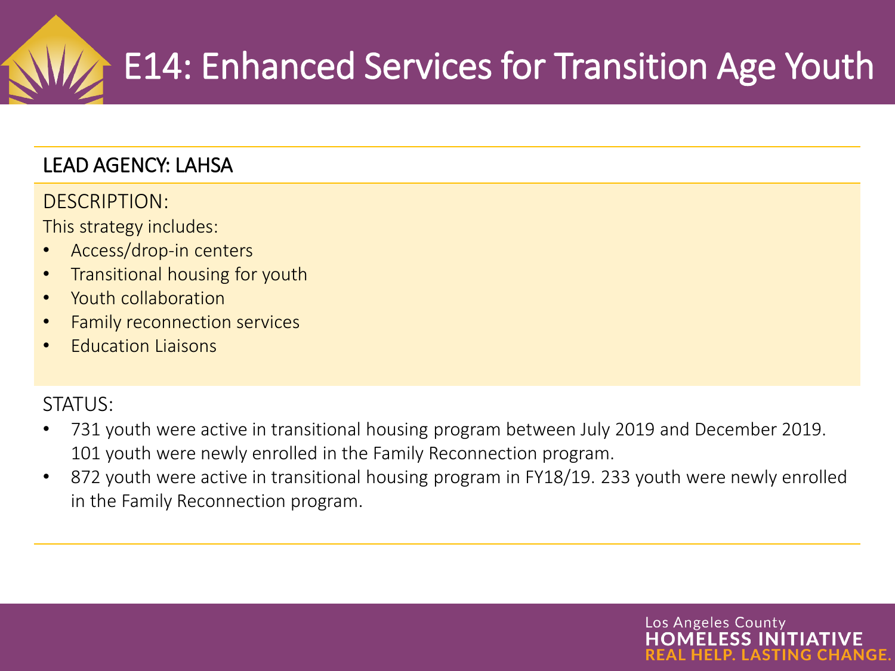# E14: Enhanced Services for Transition Age Youth

**LEAD AGENCY: LAHSA**

DESCRIPTION:

This strategy includes:

- Access/drop-in centers
- Transitional housing for youth
- Youth collaboration
- Family reconnection services
- Education Liaisons

STATUS:

- 731 youth were active in transitional housing program between July 2019 and December 2019. 101 youth were newly enrolled in the Family Reconnection program.
- 872 youth were active in transitional housing program in FY18/19. 233 youth were newly enrolled in the Family Reconnection program.

Los Angeles County
**HOMELESS INITIATIVE**
**REAL HELP. LASTING CHANGE.**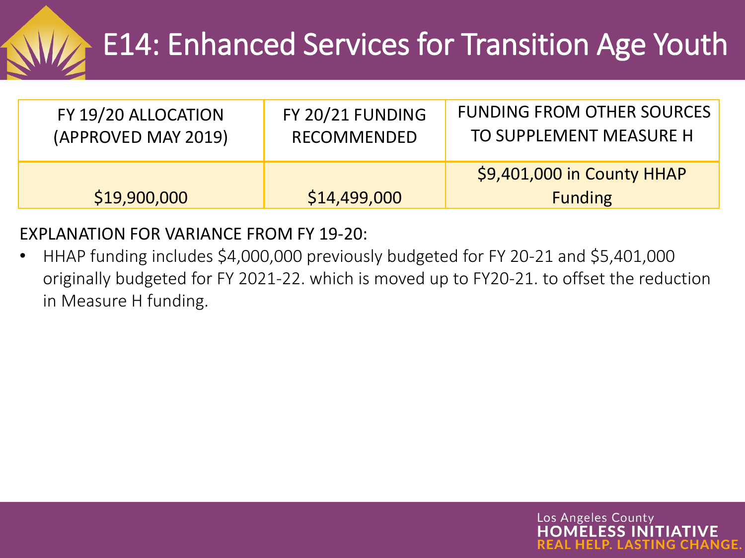# E14: Enhanced Services for Transition Age Youth

| FY 19/20 ALLOCATION (APPROVED MAY 2019) | FY 20/21 FUNDING RECOMMENDED | FUNDING FROM OTHER SOURCES TO SUPPLEMENT MEASURE H |
|---|---|---|
| $19,900,000 | $14,499,000 | $9,401,000 in County HHAP Funding |

EXPLANATION FOR VARIANCE FROM FY 19-20:

- HHAP funding includes $4,000,000 previously budgeted for FY 20-21 and $5,401,000 originally budgeted for FY 2021-22. which is moved up to FY20-21. to offset the reduction in Measure H funding.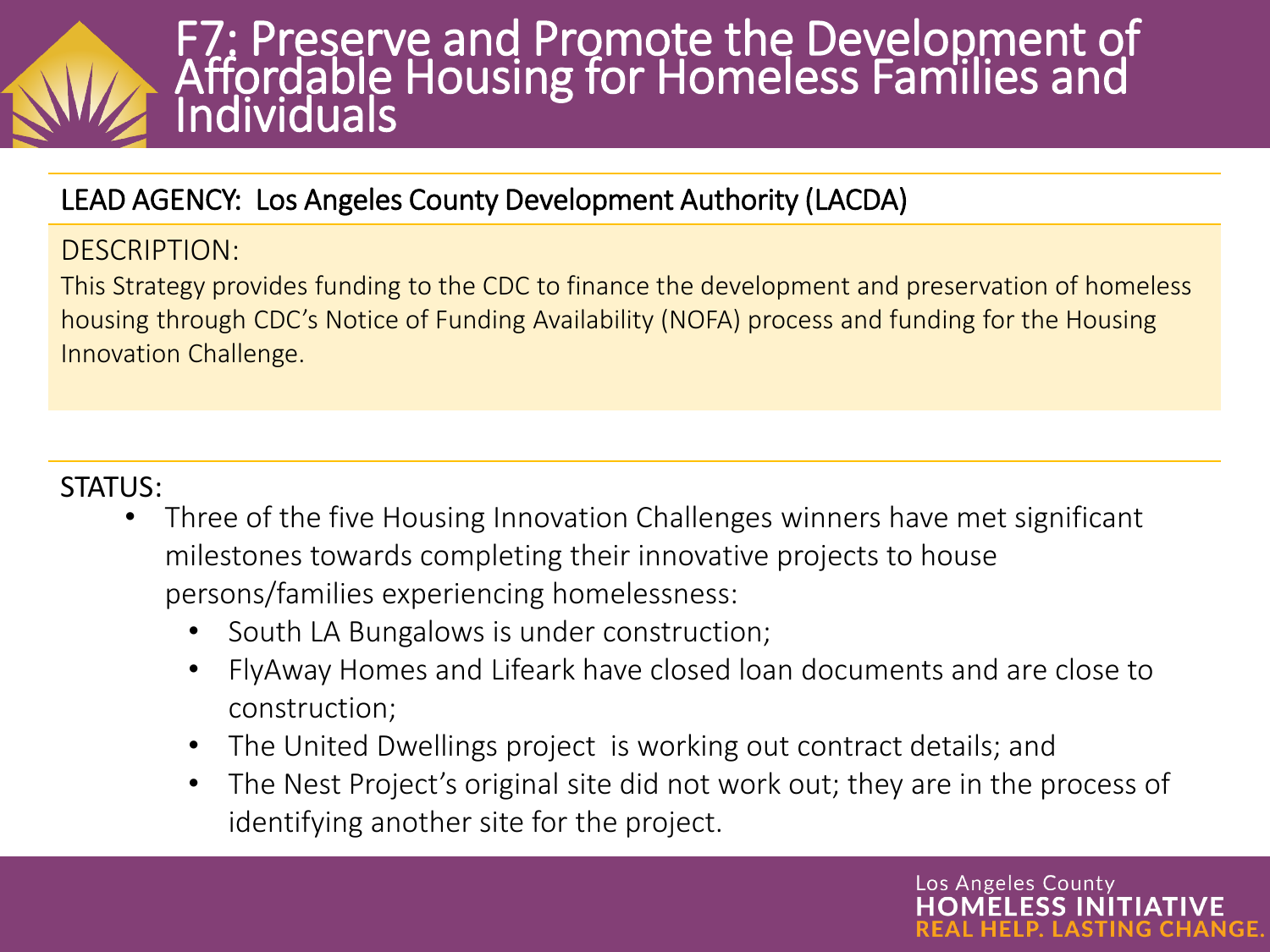# F7: Preserve and Promote the Development of Affordable Housing for Homeless Families and Individuals

LEAD AGENCY: Los Angeles County Development Authority (LACDA)

DESCRIPTION:

This Strategy provides funding to the CDC to finance the development and preservation of homeless housing through CDC's Notice of Funding Availability (NOFA) process and funding for the Housing Innovation Challenge.

STATUS:

- Three of the five Housing Innovation Challenges winners have met significant milestones towards completing their innovative projects to house persons/families experiencing homelessness:
  - South LA Bungalows is under construction;
  - FlyAway Homes and Lifeark have closed loan documents and are close to construction;
  - The United Dwellings project is working out contract details; and
  - The Nest Project's original site did not work out; they are in the process of identifying another site for the project.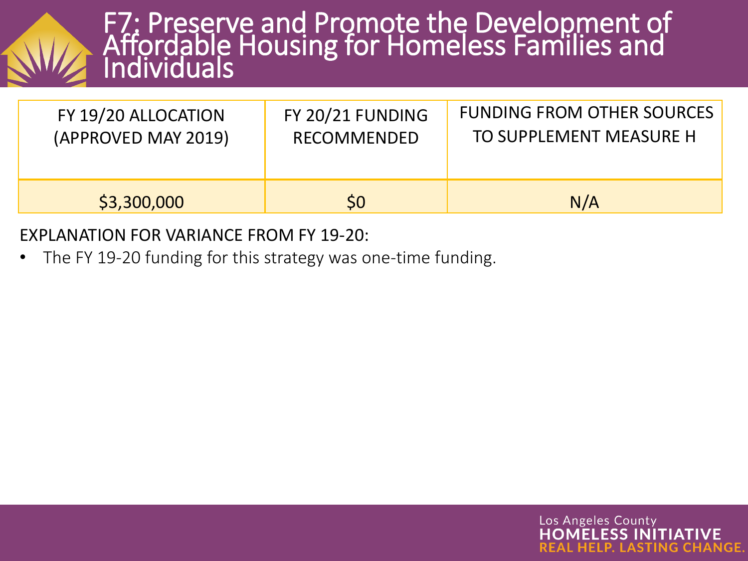# F7: Preserve and Promote the Development of Affordable Housing for Homeless Families and Individuals

| FY 19/20 ALLOCATION (APPROVED MAY 2019) | FY 20/21 FUNDING RECOMMENDED | FUNDING FROM OTHER SOURCES TO SUPPLEMENT MEASURE H |
|---|---|---|
| $3,300,000 | $0 | N/A |

EXPLANATION FOR VARIANCE FROM FY 19-20:

- The FY 19-20 funding for this strategy was one-time funding.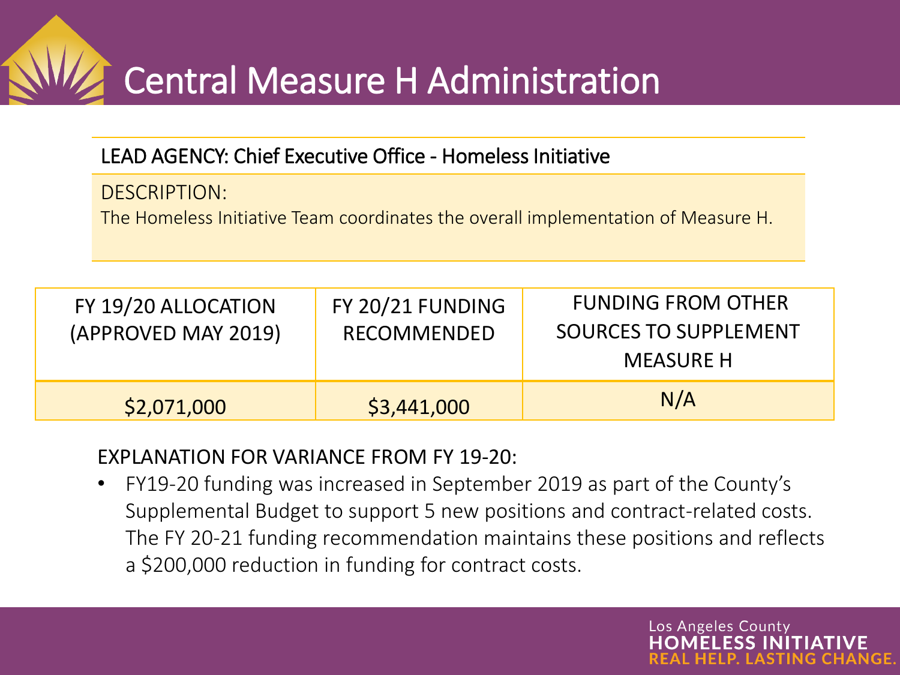# Central Measure H Administration

LEAD AGENCY: Chief Executive Office - Homeless Initiative

DESCRIPTION:
The Homeless Initiative Team coordinates the overall implementation of Measure H.

| FY 19/20 ALLOCATION (APPROVED MAY 2019) | FY 20/21 FUNDING RECOMMENDED | FUNDING FROM OTHER SOURCES TO SUPPLEMENT MEASURE H |
| --- | --- | --- |
| $2,071,000 | $3,441,000 | N/A |

EXPLANATION FOR VARIANCE FROM FY 19-20:

- FY19-20 funding was increased in September 2019 as part of the County's Supplemental Budget to support 5 new positions and contract-related costs. The FY 20-21 funding recommendation maintains these positions and reflects a $200,000 reduction in funding for contract costs.

Los Angeles County
HOMELESS INITIATIVE
REAL HELP. LASTING CHANGE.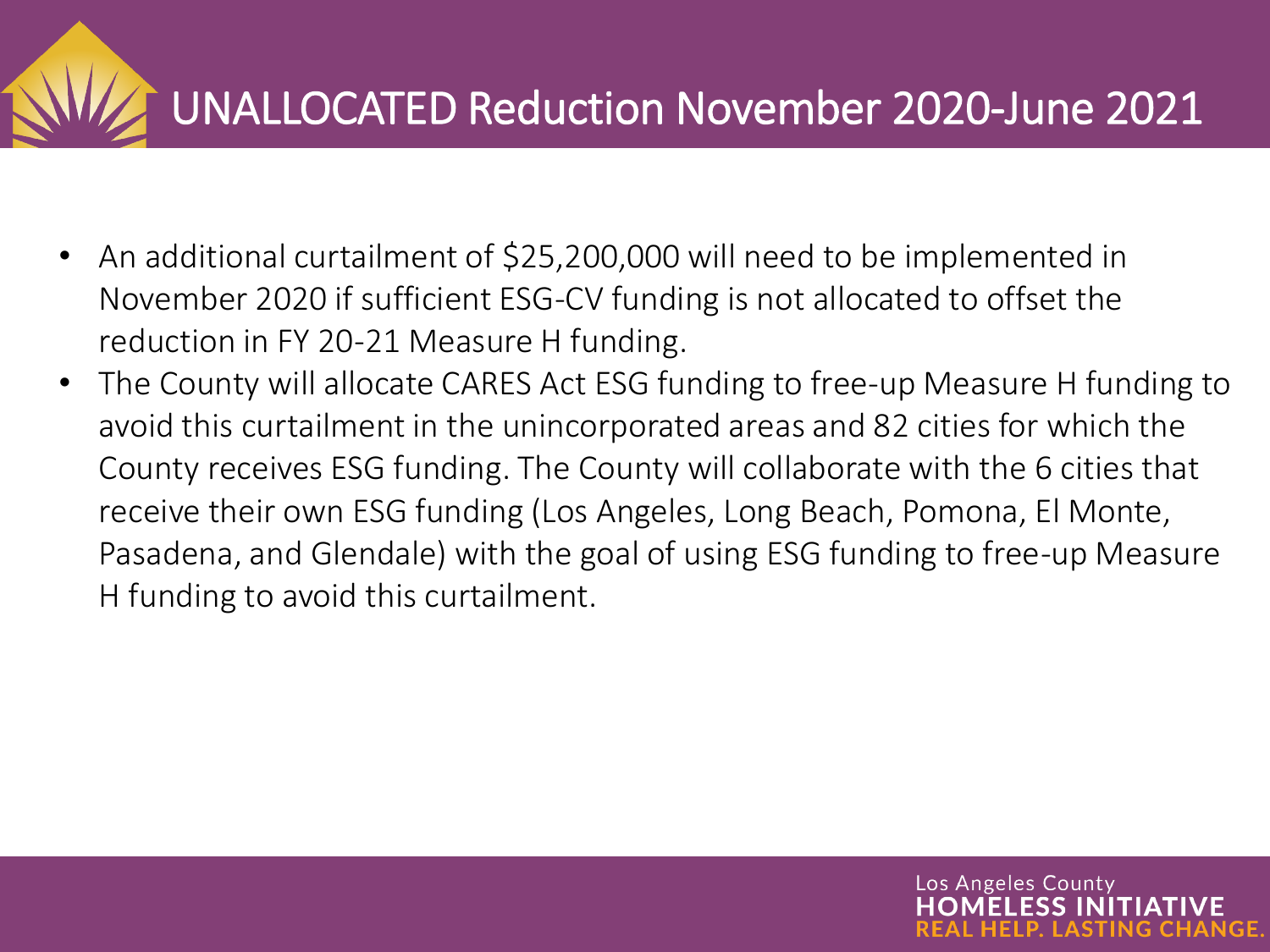# UNALLOCATED Reduction November 2020-June 2021

- An additional curtailment of $25,200,000 will need to be implemented in November 2020 if sufficient ESG-CV funding is not allocated to offset the reduction in FY 20-21 Measure H funding.
- The County will allocate CARES Act ESG funding to free-up Measure H funding to avoid this curtailment in the unincorporated areas and 82 cities for which the County receives ESG funding. The County will collaborate with the 6 cities that receive their own ESG funding (Los Angeles, Long Beach, Pomona, El Monte, Pasadena, and Glendale) with the goal of using ESG funding to free-up Measure H funding to avoid this curtailment.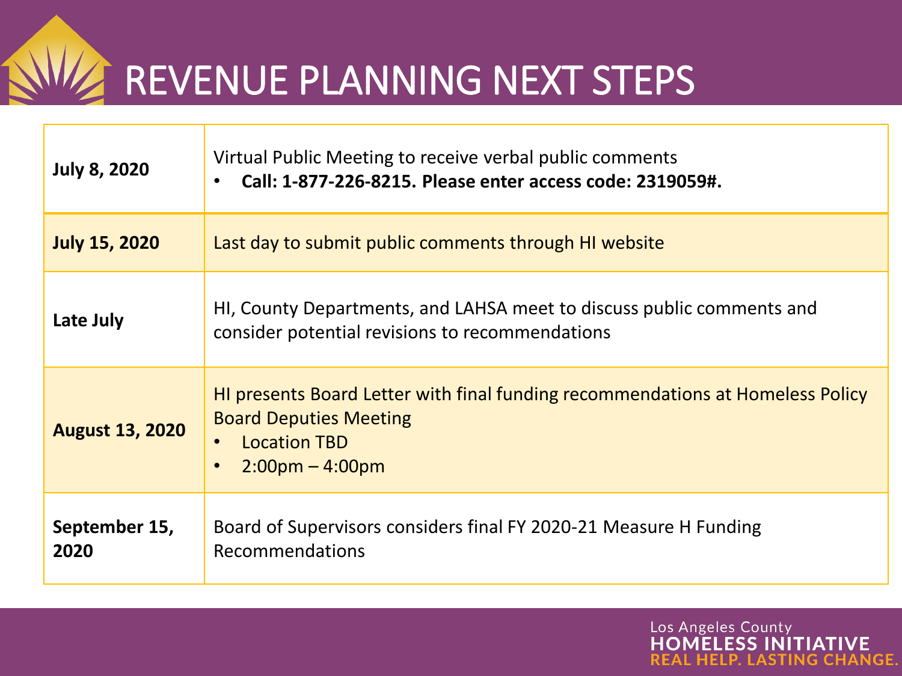# REVENUE PLANNING NEXT STEPS

| | |
|---|---|
| **July 8, 2020** | Virtual Public Meeting to receive verbal public comments<br>• **Call: 1-877-226-8215. Please enter access code: 2319059#.** |
| **July 15, 2020** | Last day to submit public comments through HI website |
| **Late July** | HI, County Departments, and LAHSA meet to discuss public comments and consider potential revisions to recommendations |
| **August 13, 2020** | HI presents Board Letter with final funding recommendations at Homeless Policy Board Deputies Meeting<br>• Location TBD<br>• 2:00pm – 4:00pm |
| **September 15, 2020** | Board of Supervisors considers final FY 2020-21 Measure H Funding Recommendations |

Los Angeles County
HOMELESS INITIATIVE
REAL HELP. LASTING CHANGE.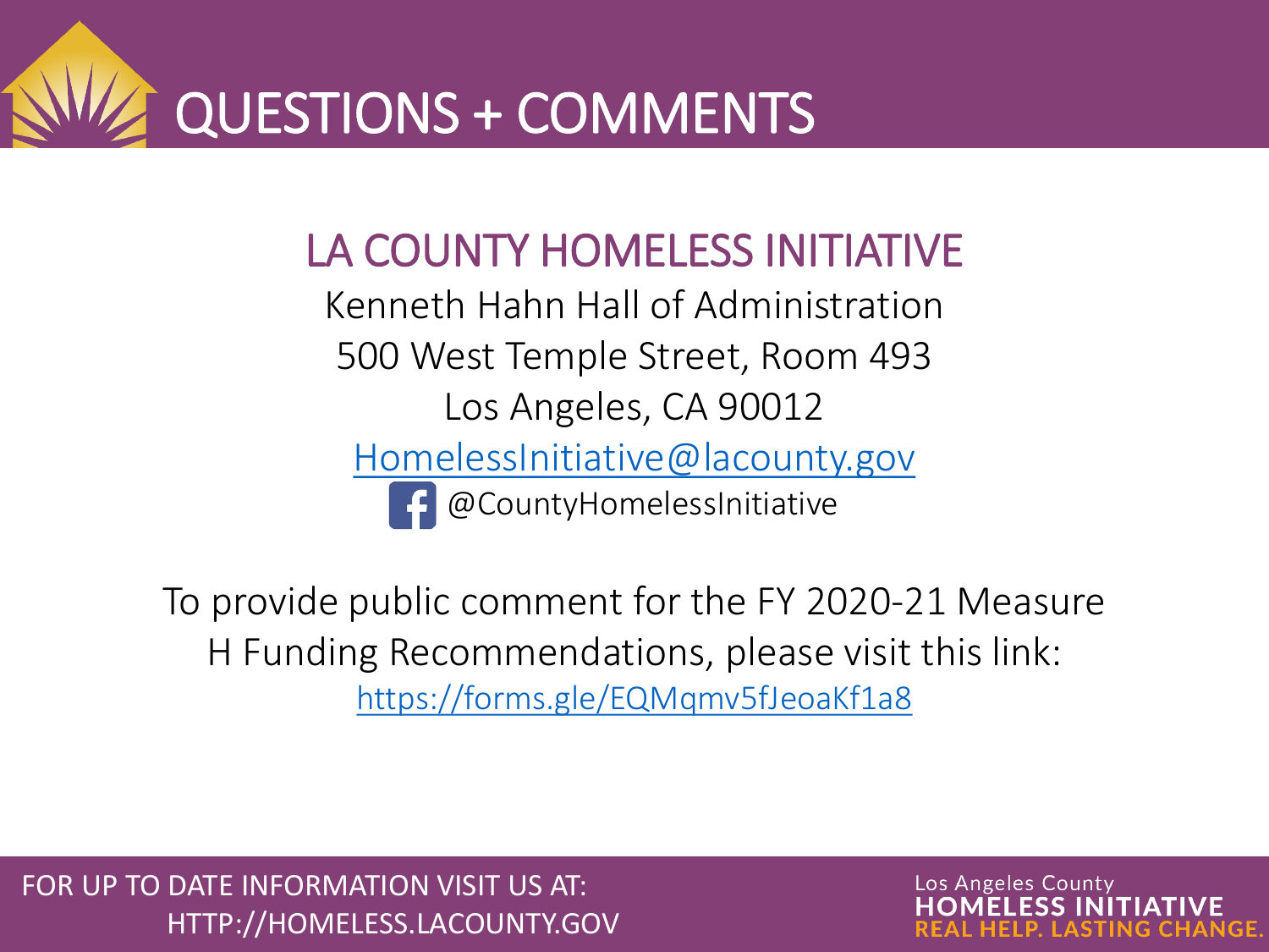# QUESTIONS + COMMENTS

## LA COUNTY HOMELESS INITIATIVE

Kenneth Hahn Hall of Administration
500 West Temple Street, Room 493
Los Angeles, CA 90012
HomelessInitiative@lacounty.gov
@CountyHomelessInitiative

To provide public comment for the FY 2020-21 Measure H Funding Recommendations, please visit this link:
https://forms.gle/EQMqmv5fJeoaKf1a8

FOR UP TO DATE INFORMATION VISIT US AT:
HTTP://HOMELESS.LACOUNTY.GOV

Los Angeles County
HOMELESS INITIATIVE
REAL HELP. LASTING CHANGE.